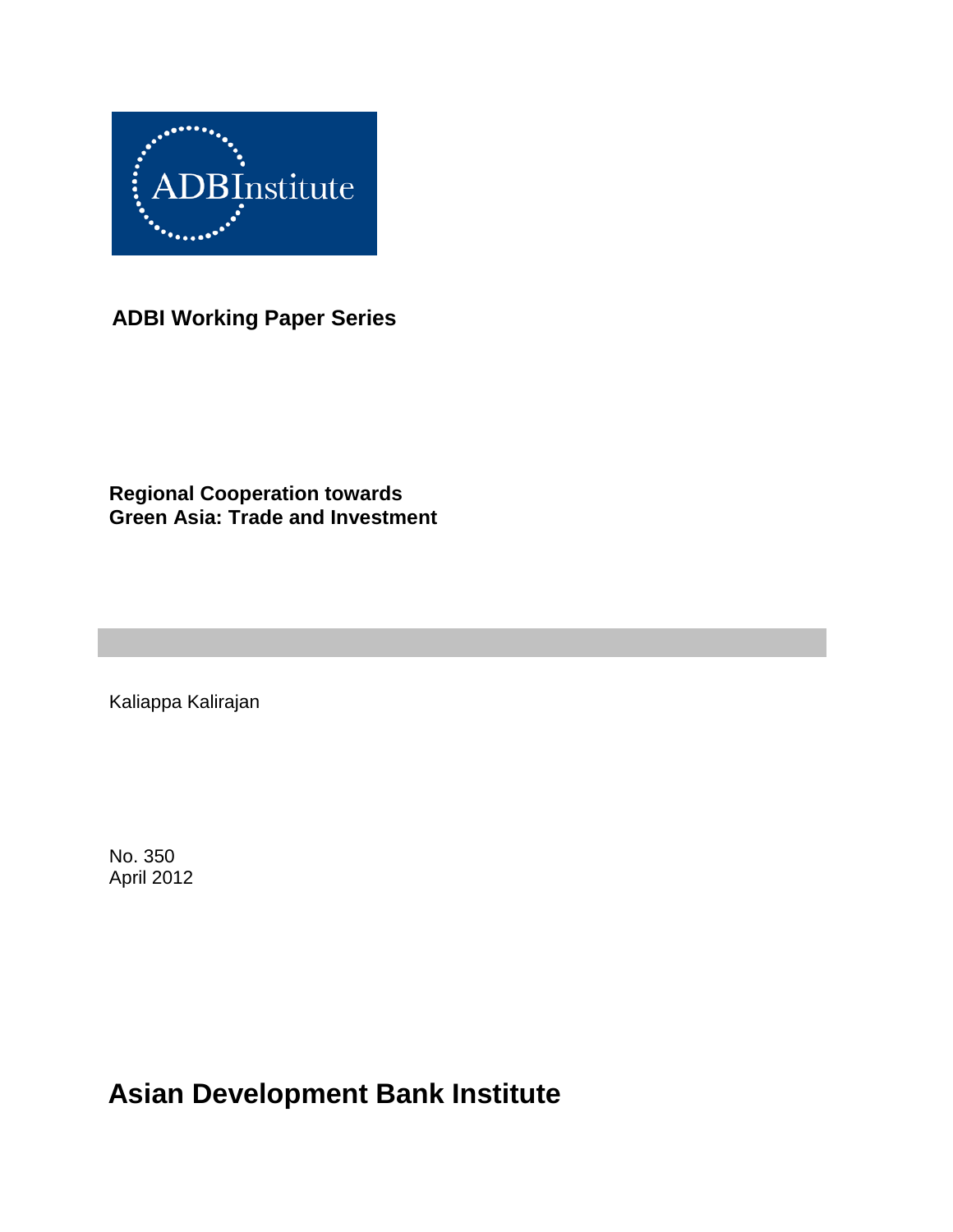ADBInstitute

**ADBI Working Paper Series**

# Regional Cooperation towards Green Asia: Trade and Investment

Kaliappa Kalirajan

No. 350
April 2012

**Asian Development Bank Institute**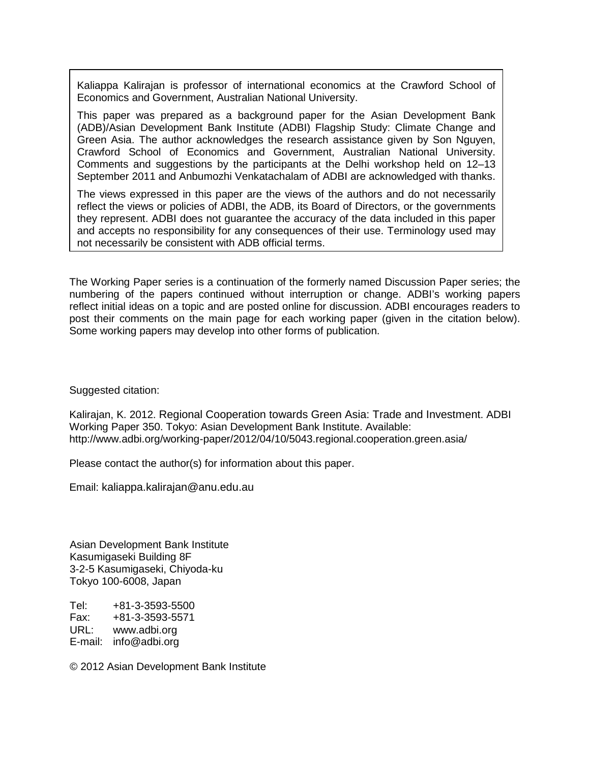Kaliappa Kalirajan is professor of international economics at the Crawford School of Economics and Government, Australian National University.

This paper was prepared as a background paper for the Asian Development Bank (ADB)/Asian Development Bank Institute (ADBI) Flagship Study: Climate Change and Green Asia. The author acknowledges the research assistance given by Son Nguyen, Crawford School of Economics and Government, Australian National University. Comments and suggestions by the participants at the Delhi workshop held on 12–13 September 2011 and Anbumozhi Venkatachalam of ADBI are acknowledged with thanks.

The views expressed in this paper are the views of the authors and do not necessarily reflect the views or policies of ADBI, the ADB, its Board of Directors, or the governments they represent. ADBI does not guarantee the accuracy of the data included in this paper and accepts no responsibility for any consequences of their use. Terminology used may not necessarily be consistent with ADB official terms.

The Working Paper series is a continuation of the formerly named Discussion Paper series; the numbering of the papers continued without interruption or change. ADBI's working papers reflect initial ideas on a topic and are posted online for discussion. ADBI encourages readers to post their comments on the main page for each working paper (given in the citation below). Some working papers may develop into other forms of publication.

Suggested citation:

Kalirajan, K. 2012. Regional Cooperation towards Green Asia: Trade and Investment. ADBI Working Paper 350. Tokyo: Asian Development Bank Institute. Available: http://www.adbi.org/working-paper/2012/04/10/5043.regional.cooperation.green.asia/

Please contact the author(s) for information about this paper.

Email: kaliappa.kalirajan@anu.edu.au

Asian Development Bank Institute
Kasumigaseki Building 8F
3-2-5 Kasumigaseki, Chiyoda-ku
Tokyo 100-6008, Japan

Tel: +81-3-3593-5500
Fax: +81-3-3593-5571
URL: www.adbi.org
E-mail: info@adbi.org

© 2012 Asian Development Bank Institute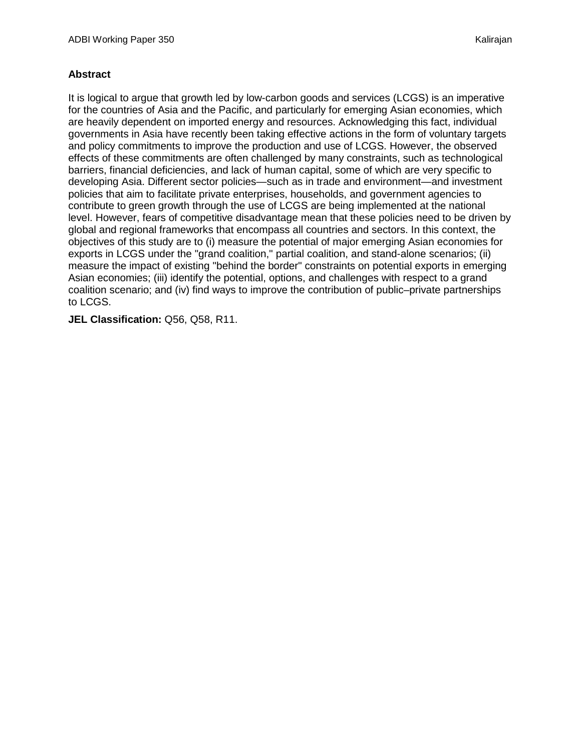## Abstract

It is logical to argue that growth led by low-carbon goods and services (LCGS) is an imperative for the countries of Asia and the Pacific, and particularly for emerging Asian economies, which are heavily dependent on imported energy and resources. Acknowledging this fact, individual governments in Asia have recently been taking effective actions in the form of voluntary targets and policy commitments to improve the production and use of LCGS. However, the observed effects of these commitments are often challenged by many constraints, such as technological barriers, financial deficiencies, and lack of human capital, some of which are very specific to developing Asia. Different sector policies—such as in trade and environment—and investment policies that aim to facilitate private enterprises, households, and government agencies to contribute to green growth through the use of LCGS are being implemented at the national level. However, fears of competitive disadvantage mean that these policies need to be driven by global and regional frameworks that encompass all countries and sectors. In this context, the objectives of this study are to (i) measure the potential of major emerging Asian economies for exports in LCGS under the "grand coalition," partial coalition, and stand-alone scenarios; (ii) measure the impact of existing "behind the border" constraints on potential exports in emerging Asian economies; (iii) identify the potential, options, and challenges with respect to a grand coalition scenario; and (iv) find ways to improve the contribution of public–private partnerships to LCGS.

**JEL Classification:** Q56, Q58, R11.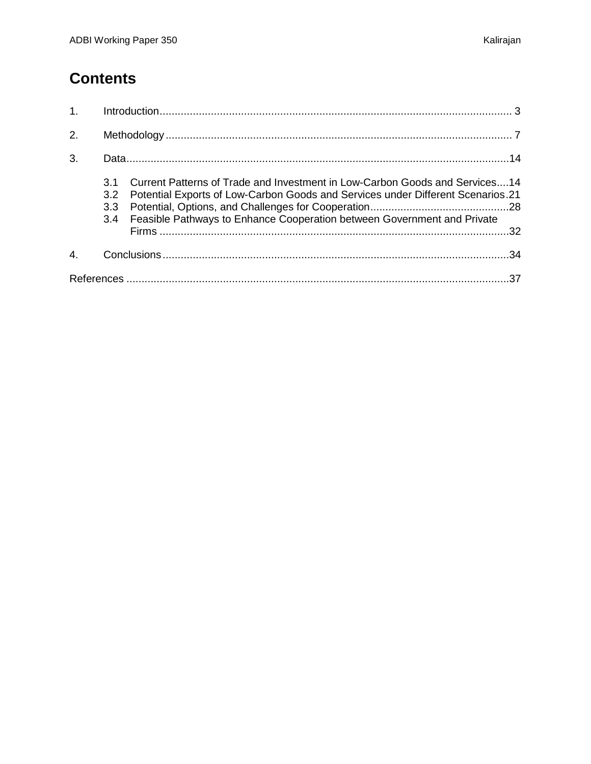# Contents

1. Introduction ..... 3
2. Methodology ..... 7
3. Data ..... 14
   - 3.1 Current Patterns of Trade and Investment in Low-Carbon Goods and Services ..... 14
   - 3.2 Potential Exports of Low-Carbon Goods and Services under Different Scenarios ..... 21
   - 3.3 Potential, Options, and Challenges for Cooperation ..... 28
   - 3.4 Feasible Pathways to Enhance Cooperation between Government and Private Firms ..... 32
4. Conclusions ..... 34

References ..... 37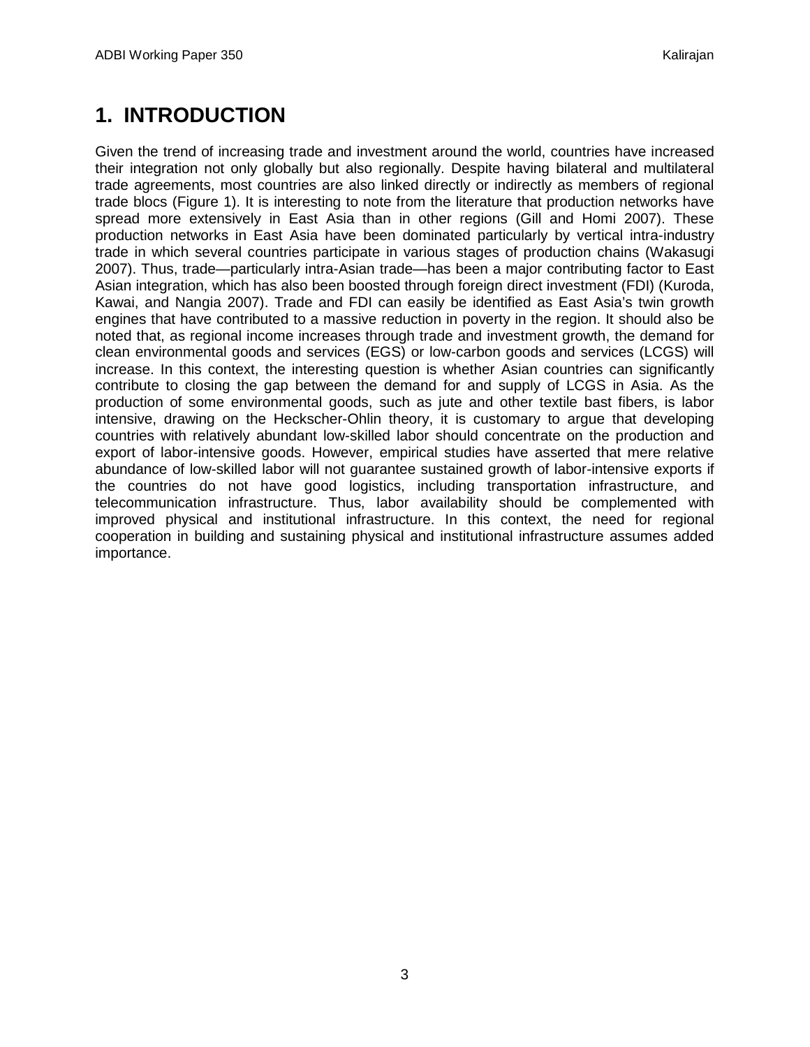# 1. INTRODUCTION

Given the trend of increasing trade and investment around the world, countries have increased their integration not only globally but also regionally. Despite having bilateral and multilateral trade agreements, most countries are also linked directly or indirectly as members of regional trade blocs (Figure 1). It is interesting to note from the literature that production networks have spread more extensively in East Asia than in other regions (Gill and Homi 2007). These production networks in East Asia have been dominated particularly by vertical intra-industry trade in which several countries participate in various stages of production chains (Wakasugi 2007). Thus, trade—particularly intra-Asian trade—has been a major contributing factor to East Asian integration, which has also been boosted through foreign direct investment (FDI) (Kuroda, Kawai, and Nangia 2007). Trade and FDI can easily be identified as East Asia's twin growth engines that have contributed to a massive reduction in poverty in the region. It should also be noted that, as regional income increases through trade and investment growth, the demand for clean environmental goods and services (EGS) or low-carbon goods and services (LCGS) will increase. In this context, the interesting question is whether Asian countries can significantly contribute to closing the gap between the demand for and supply of LCGS in Asia. As the production of some environmental goods, such as jute and other textile bast fibers, is labor intensive, drawing on the Heckscher-Ohlin theory, it is customary to argue that developing countries with relatively abundant low-skilled labor should concentrate on the production and export of labor-intensive goods. However, empirical studies have asserted that mere relative abundance of low-skilled labor will not guarantee sustained growth of labor-intensive exports if the countries do not have good logistics, including transportation infrastructure, and telecommunication infrastructure. Thus, labor availability should be complemented with improved physical and institutional infrastructure. In this context, the need for regional cooperation in building and sustaining physical and institutional infrastructure assumes added importance.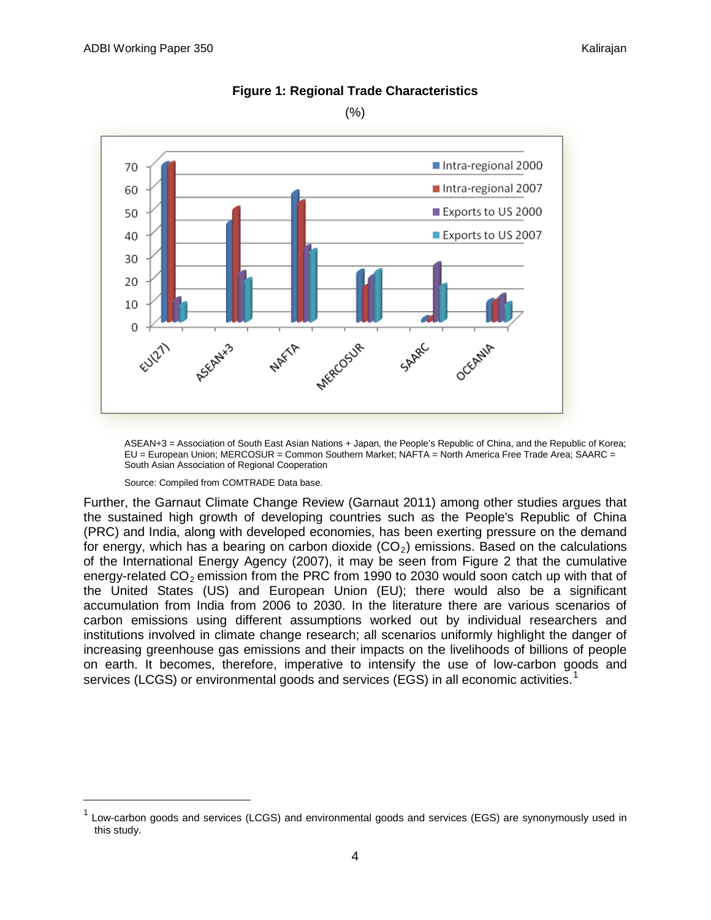**Figure 1: Regional Trade Characteristics**

(%)

ASEAN+3 = Association of South East Asian Nations + Japan, the People's Republic of China, and the Republic of Korea; EU = European Union; MERCOSUR = Common Southern Market; NAFTA = North America Free Trade Area; SAARC = South Asian Association of Regional Cooperation

Source: Compiled from COMTRADE Data base.

Further, the Garnaut Climate Change Review (Garnaut 2011) among other studies argues that the sustained high growth of developing countries such as the People's Republic of China (PRC) and India, along with developed economies, has been exerting pressure on the demand for energy, which has a bearing on carbon dioxide ($CO_2$) emissions. Based on the calculations of the International Energy Agency (2007), it may be seen from Figure 2 that the cumulative energy-related $CO_2$ emission from the PRC from 1990 to 2030 would soon catch up with that of the United States (US) and European Union (EU); there would also be a significant accumulation from India from 2006 to 2030. In the literature there are various scenarios of carbon emissions using different assumptions worked out by individual researchers and institutions involved in climate change research; all scenarios uniformly highlight the danger of increasing greenhouse gas emissions and their impacts on the livelihoods of billions of people on earth. It becomes, therefore, imperative to intensify the use of low-carbon goods and services (LCGS) or environmental goods and services (EGS) in all economic activities.[1]

[1] Low-carbon goods and services (LCGS) and environmental goods and services (EGS) are synonymously used in this study.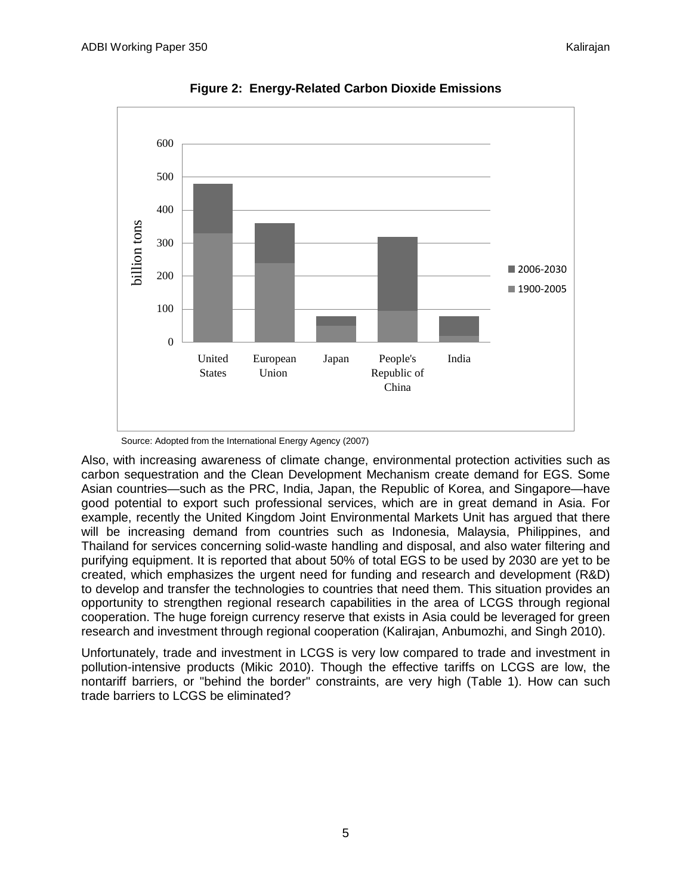**Figure 2: Energy-Related Carbon Dioxide Emissions**

Source: Adopted from the International Energy Agency (2007)

Also, with increasing awareness of climate change, environmental protection activities such as carbon sequestration and the Clean Development Mechanism create demand for EGS. Some Asian countries—such as the PRC, India, Japan, the Republic of Korea, and Singapore—have good potential to export such professional services, which are in great demand in Asia. For example, recently the United Kingdom Joint Environmental Markets Unit has argued that there will be increasing demand from countries such as Indonesia, Malaysia, Philippines, and Thailand for services concerning solid-waste handling and disposal, and also water filtering and purifying equipment. It is reported that about 50% of total EGS to be used by 2030 are yet to be created, which emphasizes the urgent need for funding and research and development (R&D) to develop and transfer the technologies to countries that need them. This situation provides an opportunity to strengthen regional research capabilities in the area of LCGS through regional cooperation. The huge foreign currency reserve that exists in Asia could be leveraged for green research and investment through regional cooperation (Kalirajan, Anbumozhi, and Singh 2010).

Unfortunately, trade and investment in LCGS is very low compared to trade and investment in pollution-intensive products (Mikic 2010). Though the effective tariffs on LCGS are low, the nontariff barriers, or "behind the border" constraints, are very high (Table 1). How can such trade barriers to LCGS be eliminated?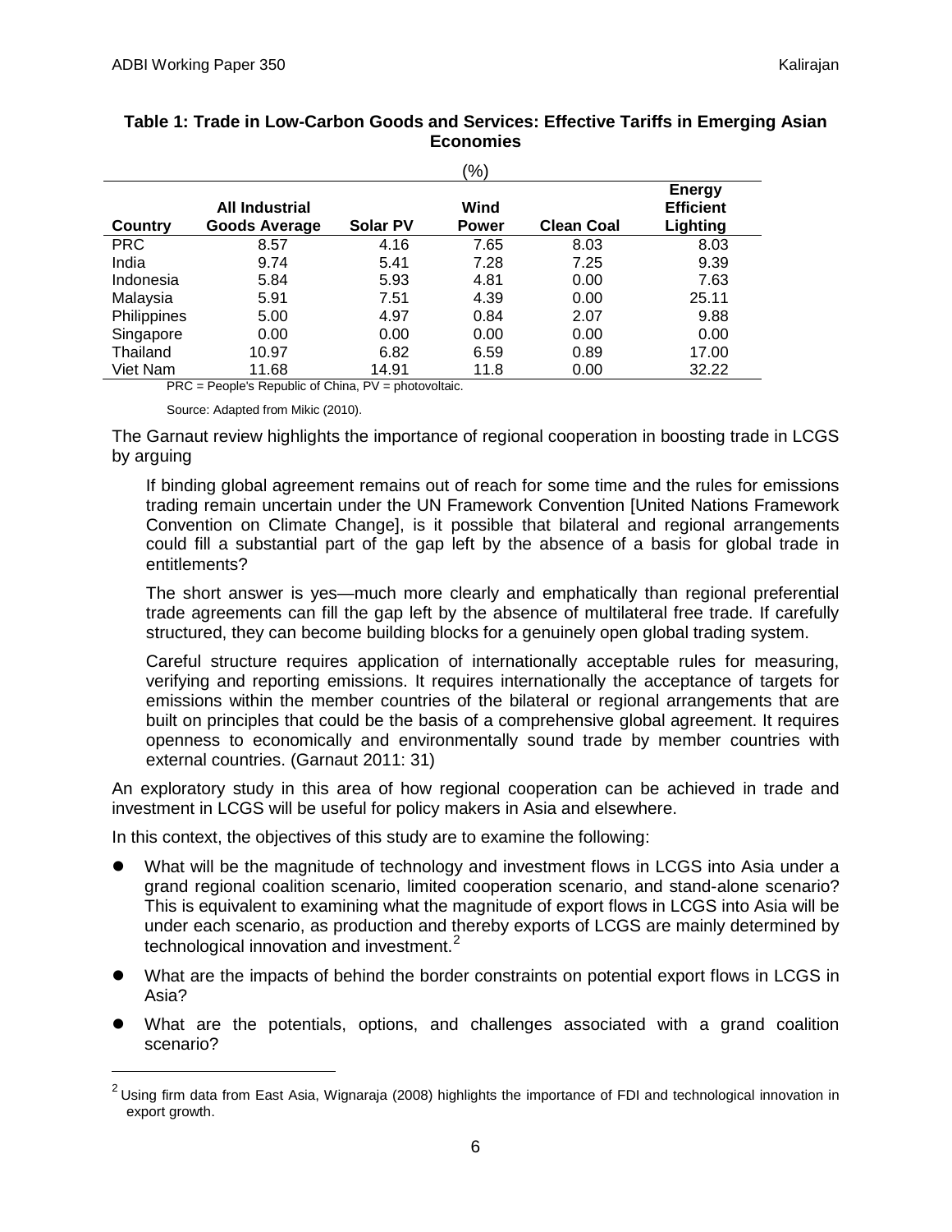**Table 1: Trade in Low-Carbon Goods and Services: Effective Tariffs in Emerging Asian Economies**

(%)

| Country | All Industrial Goods Average | Solar PV | Wind Power | Clean Coal | Energy Efficient Lighting |
|---|---|---|---|---|---|
| PRC | 8.57 | 4.16 | 7.65 | 8.03 | 8.03 |
| India | 9.74 | 5.41 | 7.28 | 7.25 | 9.39 |
| Indonesia | 5.84 | 5.93 | 4.81 | 0.00 | 7.63 |
| Malaysia | 5.91 | 7.51 | 4.39 | 0.00 | 25.11 |
| Philippines | 5.00 | 4.97 | 0.84 | 2.07 | 9.88 |
| Singapore | 0.00 | 0.00 | 0.00 | 0.00 | 0.00 |
| Thailand | 10.97 | 6.82 | 6.59 | 0.89 | 17.00 |
| Viet Nam | 11.68 | 14.91 | 11.8 | 0.00 | 32.22 |

PRC = People's Republic of China, PV = photovoltaic.

Source: Adapted from Mikic (2010).

The Garnaut review highlights the importance of regional cooperation in boosting trade in LCGS by arguing

> If binding global agreement remains out of reach for some time and the rules for emissions trading remain uncertain under the UN Framework Convention [United Nations Framework Convention on Climate Change], is it possible that bilateral and regional arrangements could fill a substantial part of the gap left by the absence of a basis for global trade in entitlements?
>
> The short answer is yes—much more clearly and emphatically than regional preferential trade agreements can fill the gap left by the absence of multilateral free trade. If carefully structured, they can become building blocks for a genuinely open global trading system.
>
> Careful structure requires application of internationally acceptable rules for measuring, verifying and reporting emissions. It requires internationally the acceptance of targets for emissions within the member countries of the bilateral or regional arrangements that are built on principles that could be the basis of a comprehensive global agreement. It requires openness to economically and environmentally sound trade by member countries with external countries. (Garnaut 2011: 31)

An exploratory study in this area of how regional cooperation can be achieved in trade and investment in LCGS will be useful for policy makers in Asia and elsewhere.

In this context, the objectives of this study are to examine the following:

- What will be the magnitude of technology and investment flows in LCGS into Asia under a grand regional coalition scenario, limited cooperation scenario, and stand-alone scenario? This is equivalent to examining what the magnitude of export flows in LCGS into Asia will be under each scenario, as production and thereby exports of LCGS are mainly determined by technological innovation and investment.[2]
- What are the impacts of behind the border constraints on potential export flows in LCGS in Asia?
- What are the potentials, options, and challenges associated with a grand coalition scenario?

[2] Using firm data from East Asia, Wignaraja (2008) highlights the importance of FDI and technological innovation in export growth.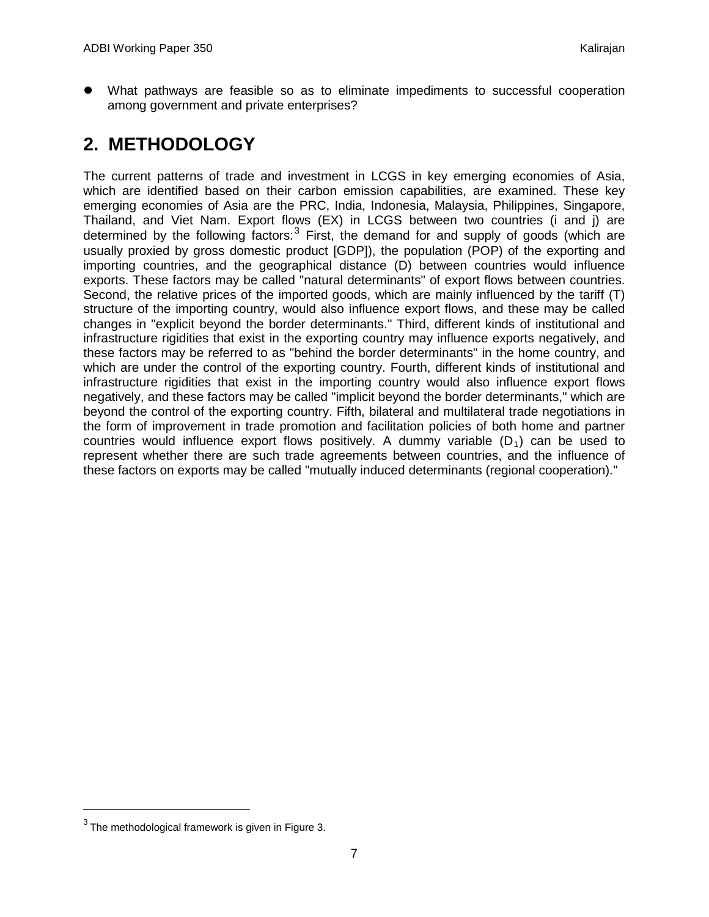- What pathways are feasible so as to eliminate impediments to successful cooperation among government and private enterprises?

## 2. METHODOLOGY

The current patterns of trade and investment in LCGS in key emerging economies of Asia, which are identified based on their carbon emission capabilities, are examined. These key emerging economies of Asia are the PRC, India, Indonesia, Malaysia, Philippines, Singapore, Thailand, and Viet Nam. Export flows (EX) in LCGS between two countries (i and j) are determined by the following factors:[3] First, the demand for and supply of goods (which are usually proxied by gross domestic product [GDP]), the population (POP) of the exporting and importing countries, and the geographical distance (D) between countries would influence exports. These factors may be called "natural determinants" of export flows between countries. Second, the relative prices of the imported goods, which are mainly influenced by the tariff (T) structure of the importing country, would also influence export flows, and these may be called changes in "explicit beyond the border determinants." Third, different kinds of institutional and infrastructure rigidities that exist in the exporting country may influence exports negatively, and these factors may be referred to as "behind the border determinants" in the home country, and which are under the control of the exporting country. Fourth, different kinds of institutional and infrastructure rigidities that exist in the importing country would also influence export flows negatively, and these factors may be called "implicit beyond the border determinants," which are beyond the control of the exporting country. Fifth, bilateral and multilateral trade negotiations in the form of improvement in trade promotion and facilitation policies of both home and partner countries would influence export flows positively. A dummy variable ($D_1$) can be used to represent whether there are such trade agreements between countries, and the influence of these factors on exports may be called "mutually induced determinants (regional cooperation)."

[3] The methodological framework is given in Figure 3.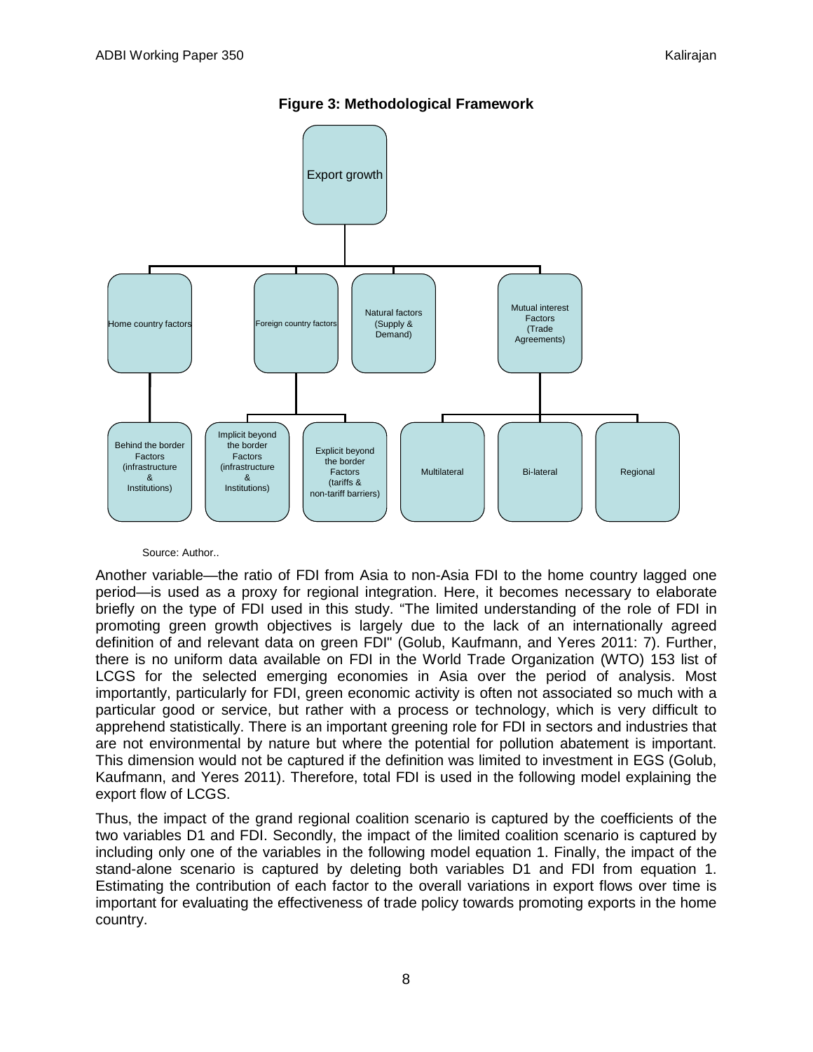**Figure 3: Methodological Framework**

- Export growth
  - Home country factors
    - Behind the border Factors (infrastructure & Institutions)
  - Foreign country factors
    - Implicit beyond the border Factors (infrastructure & Institutions)
    - Explicit beyond the border Factors (tariffs & non-tariff barriers)
  - Natural factors (Supply & Demand)
  - Mutual interest Factors (Trade Agreements)
    - Multilateral
    - Bi-lateral
    - Regional

Source: Author..

Another variable—the ratio of FDI from Asia to non-Asia FDI to the home country lagged one period—is used as a proxy for regional integration. Here, it becomes necessary to elaborate briefly on the type of FDI used in this study. "The limited understanding of the role of FDI in promoting green growth objectives is largely due to the lack of an internationally agreed definition of and relevant data on green FDI" (Golub, Kaufmann, and Yeres 2011: 7). Further, there is no uniform data available on FDI in the World Trade Organization (WTO) 153 list of LCGS for the selected emerging economies in Asia over the period of analysis. Most importantly, particularly for FDI, green economic activity is often not associated so much with a particular good or service, but rather with a process or technology, which is very difficult to apprehend statistically. There is an important greening role for FDI in sectors and industries that are not environmental by nature but where the potential for pollution abatement is important. This dimension would not be captured if the definition was limited to investment in EGS (Golub, Kaufmann, and Yeres 2011). Therefore, total FDI is used in the following model explaining the export flow of LCGS.

Thus, the impact of the grand regional coalition scenario is captured by the coefficients of the two variables D1 and FDI. Secondly, the impact of the limited coalition scenario is captured by including only one of the variables in the following model equation 1. Finally, the impact of the stand-alone scenario is captured by deleting both variables D1 and FDI from equation 1. Estimating the contribution of each factor to the overall variations in export flows over time is important for evaluating the effectiveness of trade policy towards promoting exports in the home country.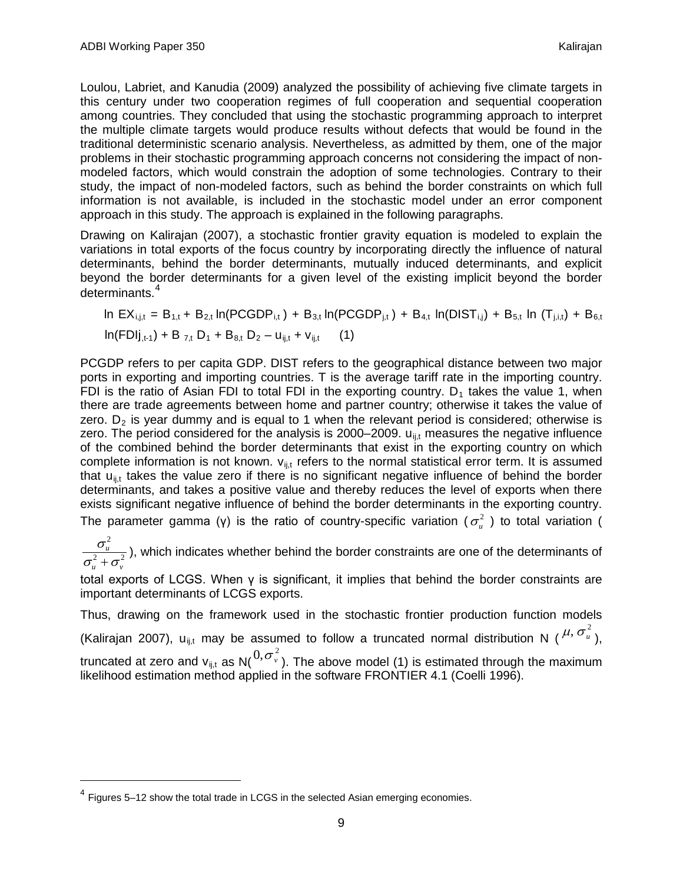Loulou, Labriet, and Kanudia (2009) analyzed the possibility of achieving five climate targets in this century under two cooperation regimes of full cooperation and sequential cooperation among countries. They concluded that using the stochastic programming approach to interpret the multiple climate targets would produce results without defects that would be found in the traditional deterministic scenario analysis. Nevertheless, as admitted by them, one of the major problems in their stochastic programming approach concerns not considering the impact of non-modeled factors, which would constrain the adoption of some technologies. Contrary to their study, the impact of non-modeled factors, such as behind the border constraints on which full information is not available, is included in the stochastic model under an error component approach in this study. The approach is explained in the following paragraphs.

Drawing on Kalirajan (2007), a stochastic frontier gravity equation is modeled to explain the variations in total exports of the focus country by incorporating directly the influence of natural determinants, behind the border determinants, mutually induced determinants, and explicit beyond the border determinants for a given level of the existing implicit beyond the border determinants.[4]

$$\ln EX_{i,j,t} = B_{1,t} + B_{2,t} \ln(PCGDP_{i,t}) + B_{3,t} \ln(PCGDP_{j,t}) + B_{4,t} \ln(DIST_{i,j}) + B_{5,t} \ln(T_{j,i,t}) + B_{6,t} \ln(FDIj_{,t-1}) + B_{7,t} D_1 + B_{8,t} D_2 - u_{ij,t} + v_{ij,t} \quad (1)$$

PCGDP refers to per capita GDP. DIST refers to the geographical distance between two major ports in exporting and importing countries. T is the average tariff rate in the importing country. FDI is the ratio of Asian FDI to total FDI in the exporting country. $D_1$ takes the value 1, when there are trade agreements between home and partner country; otherwise it takes the value of zero. $D_2$ is year dummy and is equal to 1 when the relevant period is considered; otherwise is zero. The period considered for the analysis is 2000–2009. $u_{ij,t}$ measures the negative influence of the combined behind the border determinants that exist in the exporting country on which complete information is not known. $v_{ij,t}$ refers to the normal statistical error term. It is assumed that $u_{ij,t}$ takes the value zero if there is no significant negative influence of behind the border determinants, and takes a positive value and thereby reduces the level of exports when there exists significant negative influence of behind the border determinants in the exporting country. The parameter gamma (γ) is the ratio of country-specific variation ($\sigma_u^2$) to total variation ($\frac{\sigma_u^2}{\sigma_u^2 + \sigma_v^2}$), which indicates whether behind the border constraints are one of the determinants of total exports of LCGS. When γ is significant, it implies that behind the border constraints are important determinants of LCGS exports.

Thus, drawing on the framework used in the stochastic frontier production function models (Kalirajan 2007), $u_{ij,t}$ may be assumed to follow a truncated normal distribution N ($\mu, \sigma_u^2$), truncated at zero and $v_{ij,t}$ as N($0, \sigma_v^2$). The above model (1) is estimated through the maximum likelihood estimation method applied in the software FRONTIER 4.1 (Coelli 1996).

---

[4] Figures 5–12 show the total trade in LCGS in the selected Asian emerging economies.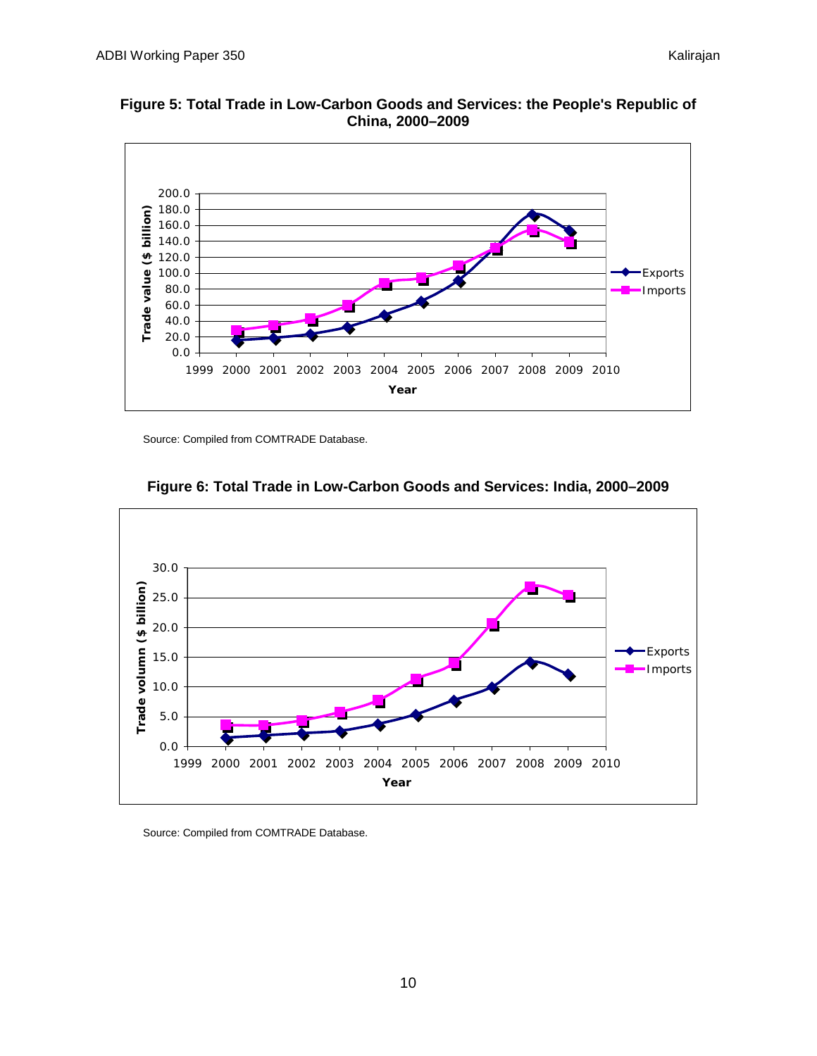**Figure 5: Total Trade in Low-Carbon Goods and Services: the People's Republic of China, 2000–2009**

Source: Compiled from COMTRADE Database.

**Figure 6: Total Trade in Low-Carbon Goods and Services: India, 2000–2009**

Source: Compiled from COMTRADE Database.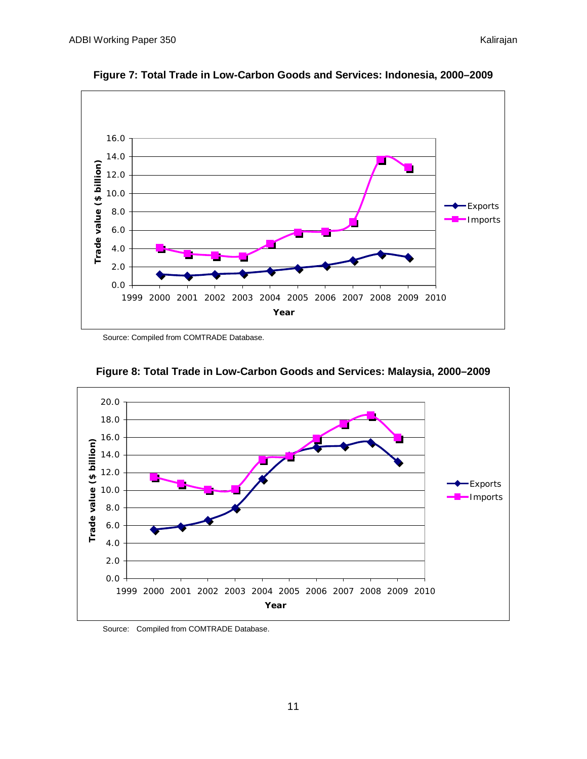**Figure 7: Total Trade in Low-Carbon Goods and Services: Indonesia, 2000–2009**

Source: Compiled from COMTRADE Database.

**Figure 8: Total Trade in Low-Carbon Goods and Services: Malaysia, 2000–2009**

Source: Compiled from COMTRADE Database.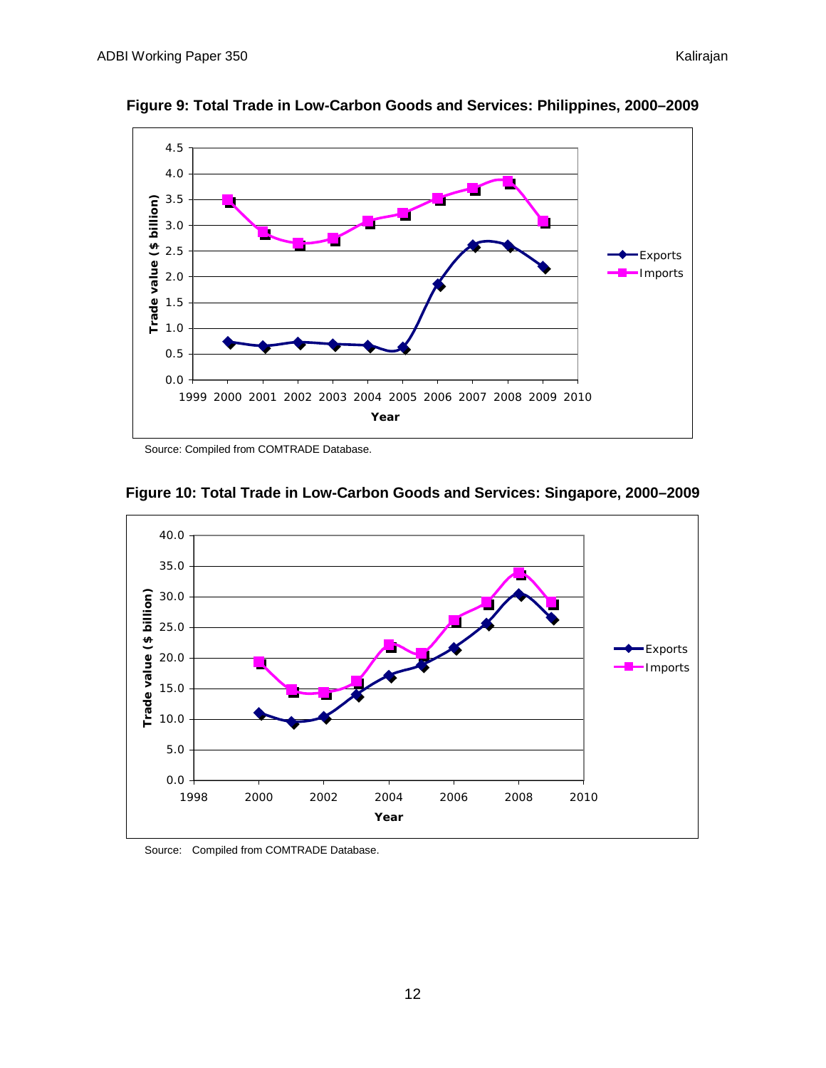**Figure 9: Total Trade in Low-Carbon Goods and Services: Philippines, 2000–2009**

Source: Compiled from COMTRADE Database.

**Figure 10: Total Trade in Low-Carbon Goods and Services: Singapore, 2000–2009**

Source: Compiled from COMTRADE Database.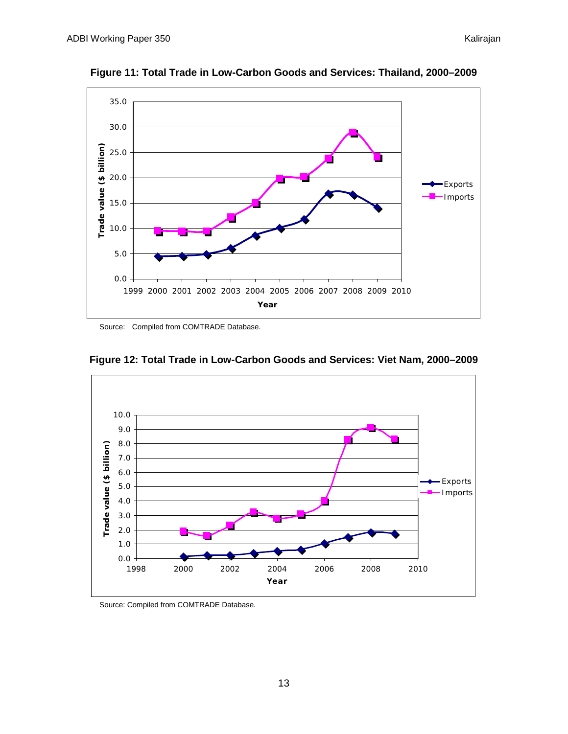**Figure 11: Total Trade in Low-Carbon Goods and Services: Thailand, 2000–2009**

Source: Compiled from COMTRADE Database.

**Figure 12: Total Trade in Low-Carbon Goods and Services: Viet Nam, 2000–2009**

Source: Compiled from COMTRADE Database.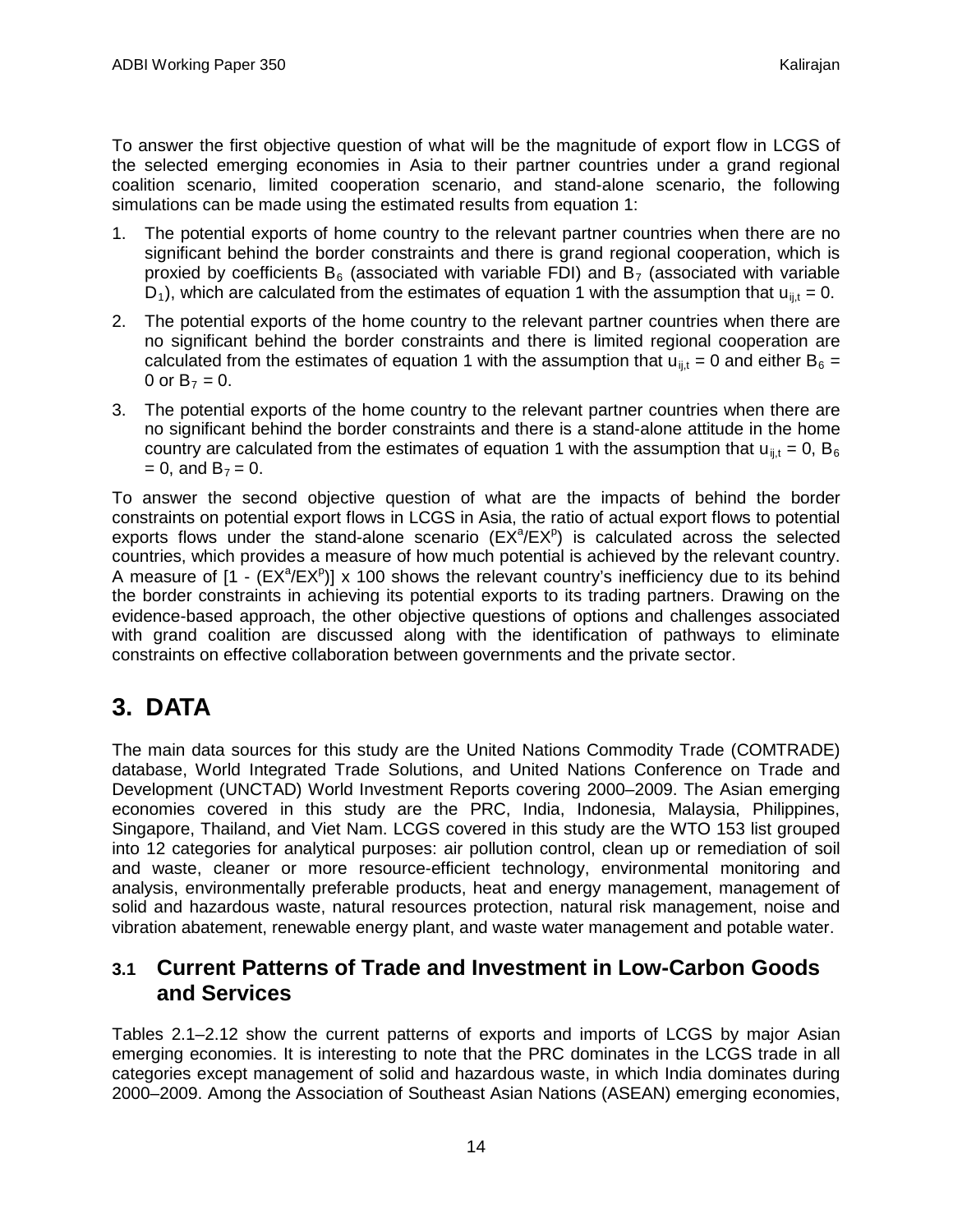To answer the first objective question of what will be the magnitude of export flow in LCGS of the selected emerging economies in Asia to their partner countries under a grand regional coalition scenario, limited cooperation scenario, and stand-alone scenario, the following simulations can be made using the estimated results from equation 1:

1. The potential exports of home country to the relevant partner countries when there are no significant behind the border constraints and there is grand regional cooperation, which is proxied by coefficients $B_6$ (associated with variable FDI) and $B_7$ (associated with variable $D_1$), which are calculated from the estimates of equation 1 with the assumption that $u_{ij,t} = 0$.
2. The potential exports of the home country to the relevant partner countries when there are no significant behind the border constraints and there is limited regional cooperation are calculated from the estimates of equation 1 with the assumption that $u_{ij,t} = 0$ and either $B_6 = 0$ or $B_7 = 0$.
3. The potential exports of the home country to the relevant partner countries when there are no significant behind the border constraints and there is a stand-alone attitude in the home country are calculated from the estimates of equation 1 with the assumption that $u_{ij,t} = 0$, $B_6 = 0$, and $B_7 = 0$.

To answer the second objective question of what are the impacts of behind the border constraints on potential export flows in LCGS in Asia, the ratio of actual export flows to potential exports flows under the stand-alone scenario ($EX^a/EX^p$) is calculated across the selected countries, which provides a measure of how much potential is achieved by the relevant country. A measure of $[1 - (EX^a/EX^p)] \times 100$ shows the relevant country's inefficiency due to its behind the border constraints in achieving its potential exports to its trading partners. Drawing on the evidence-based approach, the other objective questions of options and challenges associated with grand coalition are discussed along with the identification of pathways to eliminate constraints on effective collaboration between governments and the private sector.

# 3. DATA

The main data sources for this study are the United Nations Commodity Trade (COMTRADE) database, World Integrated Trade Solutions, and United Nations Conference on Trade and Development (UNCTAD) World Investment Reports covering 2000–2009. The Asian emerging economies covered in this study are the PRC, India, Indonesia, Malaysia, Philippines, Singapore, Thailand, and Viet Nam. LCGS covered in this study are the WTO 153 list grouped into 12 categories for analytical purposes: air pollution control, clean up or remediation of soil and waste, cleaner or more resource-efficient technology, environmental monitoring and analysis, environmentally preferable products, heat and energy management, management of solid and hazardous waste, natural resources protection, natural risk management, noise and vibration abatement, renewable energy plant, and waste water management and potable water.

## 3.1 Current Patterns of Trade and Investment in Low-Carbon Goods and Services

Tables 2.1–2.12 show the current patterns of exports and imports of LCGS by major Asian emerging economies. It is interesting to note that the PRC dominates in the LCGS trade in all categories except management of solid and hazardous waste, in which India dominates during 2000–2009. Among the Association of Southeast Asian Nations (ASEAN) emerging economies,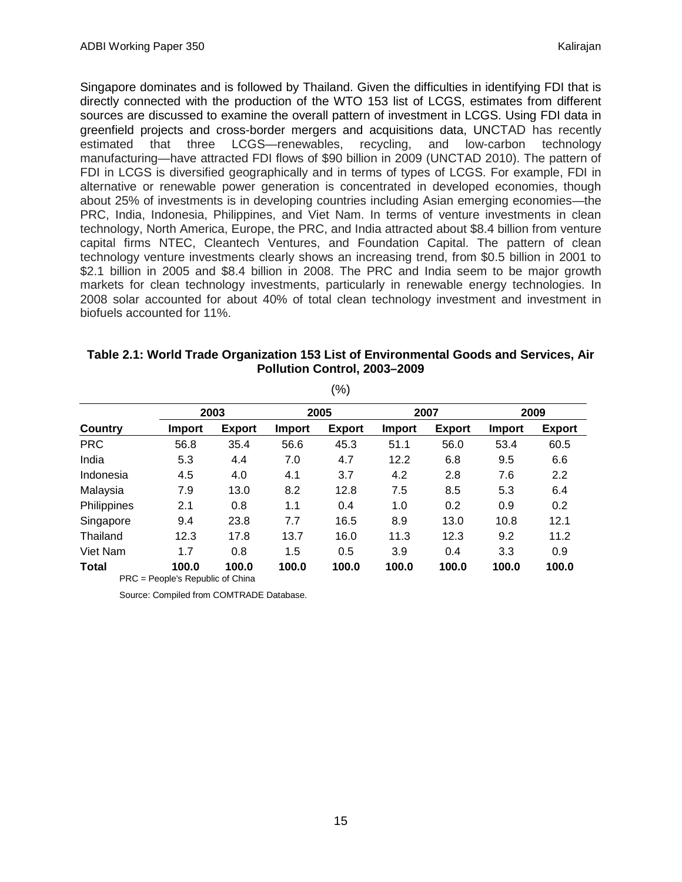Singapore dominates and is followed by Thailand. Given the difficulties in identifying FDI that is directly connected with the production of the WTO 153 list of LCGS, estimates from different sources are discussed to examine the overall pattern of investment in LCGS. Using FDI data in greenfield projects and cross-border mergers and acquisitions data, UNCTAD has recently estimated that three LCGS—renewables, recycling, and low-carbon technology manufacturing—have attracted FDI flows of $90 billion in 2009 (UNCTAD 2010). The pattern of FDI in LCGS is diversified geographically and in terms of types of LCGS. For example, FDI in alternative or renewable power generation is concentrated in developed economies, though about 25% of investments is in developing countries including Asian emerging economies—the PRC, India, Indonesia, Philippines, and Viet Nam. In terms of venture investments in clean technology, North America, Europe, the PRC, and India attracted about $8.4 billion from venture capital firms NTEC, Cleantech Ventures, and Foundation Capital. The pattern of clean technology venture investments clearly shows an increasing trend, from $0.5 billion in 2001 to $2.1 billion in 2005 and $8.4 billion in 2008. The PRC and India seem to be major growth markets for clean technology investments, particularly in renewable energy technologies. In 2008 solar accounted for about 40% of total clean technology investment and investment in biofuels accounted for 11%.

**Table 2.1: World Trade Organization 153 List of Environmental Goods and Services, Air Pollution Control, 2003–2009**

(%)

| | 2003 | | 2005 | | 2007 | | 2009 | |
|---|---|---|---|---|---|---|---|---|
| **Country** | **Import** | **Export** | **Import** | **Export** | **Import** | **Export** | **Import** | **Export** |
| PRC | 56.8 | 35.4 | 56.6 | 45.3 | 51.1 | 56.0 | 53.4 | 60.5 |
| India | 5.3 | 4.4 | 7.0 | 4.7 | 12.2 | 6.8 | 9.5 | 6.6 |
| Indonesia | 4.5 | 4.0 | 4.1 | 3.7 | 4.2 | 2.8 | 7.6 | 2.2 |
| Malaysia | 7.9 | 13.0 | 8.2 | 12.8 | 7.5 | 8.5 | 5.3 | 6.4 |
| Philippines | 2.1 | 0.8 | 1.1 | 0.4 | 1.0 | 0.2 | 0.9 | 0.2 |
| Singapore | 9.4 | 23.8 | 7.7 | 16.5 | 8.9 | 13.0 | 10.8 | 12.1 |
| Thailand | 12.3 | 17.8 | 13.7 | 16.0 | 11.3 | 12.3 | 9.2 | 11.2 |
| Viet Nam | 1.7 | 0.8 | 1.5 | 0.5 | 3.9 | 0.4 | 3.3 | 0.9 |
| **Total** | **100.0** | **100.0** | **100.0** | **100.0** | **100.0** | **100.0** | **100.0** | **100.0** |

PRC = People's Republic of China

Source: Compiled from COMTRADE Database.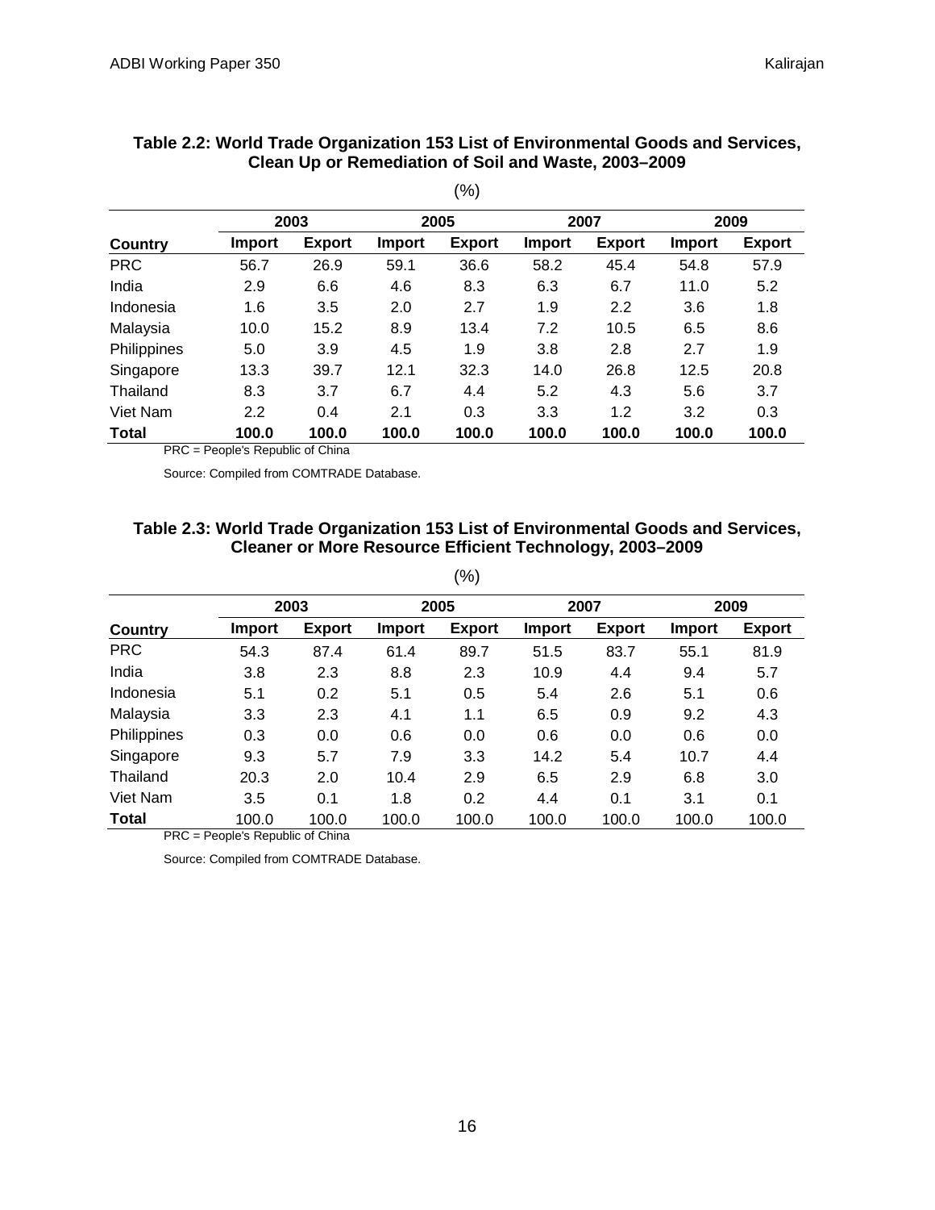**Table 2.2: World Trade Organization 153 List of Environmental Goods and Services, Clean Up or Remediation of Soil and Waste, 2003–2009**

(%)

| | 2003 | | 2005 | | 2007 | | 2009 | |
|---|---|---|---|---|---|---|---|---|
| **Country** | **Import** | **Export** | **Import** | **Export** | **Import** | **Export** | **Import** | **Export** |
| PRC | 56.7 | 26.9 | 59.1 | 36.6 | 58.2 | 45.4 | 54.8 | 57.9 |
| India | 2.9 | 6.6 | 4.6 | 8.3 | 6.3 | 6.7 | 11.0 | 5.2 |
| Indonesia | 1.6 | 3.5 | 2.0 | 2.7 | 1.9 | 2.2 | 3.6 | 1.8 |
| Malaysia | 10.0 | 15.2 | 8.9 | 13.4 | 7.2 | 10.5 | 6.5 | 8.6 |
| Philippines | 5.0 | 3.9 | 4.5 | 1.9 | 3.8 | 2.8 | 2.7 | 1.9 |
| Singapore | 13.3 | 39.7 | 12.1 | 32.3 | 14.0 | 26.8 | 12.5 | 20.8 |
| Thailand | 8.3 | 3.7 | 6.7 | 4.4 | 5.2 | 4.3 | 5.6 | 3.7 |
| Viet Nam | 2.2 | 0.4 | 2.1 | 0.3 | 3.3 | 1.2 | 3.2 | 0.3 |
| **Total** | **100.0** | **100.0** | **100.0** | **100.0** | **100.0** | **100.0** | **100.0** | **100.0** |

PRC = People's Republic of China

Source: Compiled from COMTRADE Database.

**Table 2.3: World Trade Organization 153 List of Environmental Goods and Services, Cleaner or More Resource Efficient Technology, 2003–2009**

(%)

| | 2003 | | 2005 | | 2007 | | 2009 | |
|---|---|---|---|---|---|---|---|---|
| **Country** | **Import** | **Export** | **Import** | **Export** | **Import** | **Export** | **Import** | **Export** |
| PRC | 54.3 | 87.4 | 61.4 | 89.7 | 51.5 | 83.7 | 55.1 | 81.9 |
| India | 3.8 | 2.3 | 8.8 | 2.3 | 10.9 | 4.4 | 9.4 | 5.7 |
| Indonesia | 5.1 | 0.2 | 5.1 | 0.5 | 5.4 | 2.6 | 5.1 | 0.6 |
| Malaysia | 3.3 | 2.3 | 4.1 | 1.1 | 6.5 | 0.9 | 9.2 | 4.3 |
| Philippines | 0.3 | 0.0 | 0.6 | 0.0 | 0.6 | 0.0 | 0.6 | 0.0 |
| Singapore | 9.3 | 5.7 | 7.9 | 3.3 | 14.2 | 5.4 | 10.7 | 4.4 |
| Thailand | 20.3 | 2.0 | 10.4 | 2.9 | 6.5 | 2.9 | 6.8 | 3.0 |
| Viet Nam | 3.5 | 0.1 | 1.8 | 0.2 | 4.4 | 0.1 | 3.1 | 0.1 |
| **Total** | 100.0 | 100.0 | 100.0 | 100.0 | 100.0 | 100.0 | 100.0 | 100.0 |

PRC = People's Republic of China

Source: Compiled from COMTRADE Database.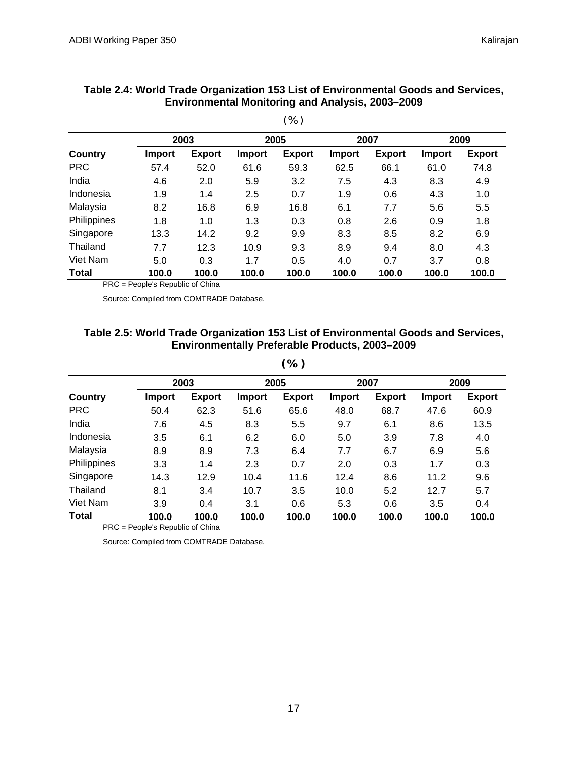**Table 2.4: World Trade Organization 153 List of Environmental Goods and Services, Environmental Monitoring and Analysis, 2003–2009**

(%)

| | 2003 | | 2005 | | 2007 | | 2009 | |
|---|---|---|---|---|---|---|---|---|
| **Country** | **Import** | **Export** | **Import** | **Export** | **Import** | **Export** | **Import** | **Export** |
| PRC | 57.4 | 52.0 | 61.6 | 59.3 | 62.5 | 66.1 | 61.0 | 74.8 |
| India | 4.6 | 2.0 | 5.9 | 3.2 | 7.5 | 4.3 | 8.3 | 4.9 |
| Indonesia | 1.9 | 1.4 | 2.5 | 0.7 | 1.9 | 0.6 | 4.3 | 1.0 |
| Malaysia | 8.2 | 16.8 | 6.9 | 16.8 | 6.1 | 7.7 | 5.6 | 5.5 |
| Philippines | 1.8 | 1.0 | 1.3 | 0.3 | 0.8 | 2.6 | 0.9 | 1.8 |
| Singapore | 13.3 | 14.2 | 9.2 | 9.9 | 8.3 | 8.5 | 8.2 | 6.9 |
| Thailand | 7.7 | 12.3 | 10.9 | 9.3 | 8.9 | 9.4 | 8.0 | 4.3 |
| Viet Nam | 5.0 | 0.3 | 1.7 | 0.5 | 4.0 | 0.7 | 3.7 | 0.8 |
| **Total** | **100.0** | **100.0** | **100.0** | **100.0** | **100.0** | **100.0** | **100.0** | **100.0** |

PRC = People's Republic of China

Source: Compiled from COMTRADE Database.

**Table 2.5: World Trade Organization 153 List of Environmental Goods and Services, Environmentally Preferable Products, 2003–2009**

**(%)**

| | 2003 | | 2005 | | 2007 | | 2009 | |
|---|---|---|---|---|---|---|---|---|
| **Country** | **Import** | **Export** | **Import** | **Export** | **Import** | **Export** | **Import** | **Export** |
| PRC | 50.4 | 62.3 | 51.6 | 65.6 | 48.0 | 68.7 | 47.6 | 60.9 |
| India | 7.6 | 4.5 | 8.3 | 5.5 | 9.7 | 6.1 | 8.6 | 13.5 |
| Indonesia | 3.5 | 6.1 | 6.2 | 6.0 | 5.0 | 3.9 | 7.8 | 4.0 |
| Malaysia | 8.9 | 8.9 | 7.3 | 6.4 | 7.7 | 6.7 | 6.9 | 5.6 |
| Philippines | 3.3 | 1.4 | 2.3 | 0.7 | 2.0 | 0.3 | 1.7 | 0.3 |
| Singapore | 14.3 | 12.9 | 10.4 | 11.6 | 12.4 | 8.6 | 11.2 | 9.6 |
| Thailand | 8.1 | 3.4 | 10.7 | 3.5 | 10.0 | 5.2 | 12.7 | 5.7 |
| Viet Nam | 3.9 | 0.4 | 3.1 | 0.6 | 5.3 | 0.6 | 3.5 | 0.4 |
| **Total** | **100.0** | **100.0** | **100.0** | **100.0** | **100.0** | **100.0** | **100.0** | **100.0** |

PRC = People's Republic of China

Source: Compiled from COMTRADE Database.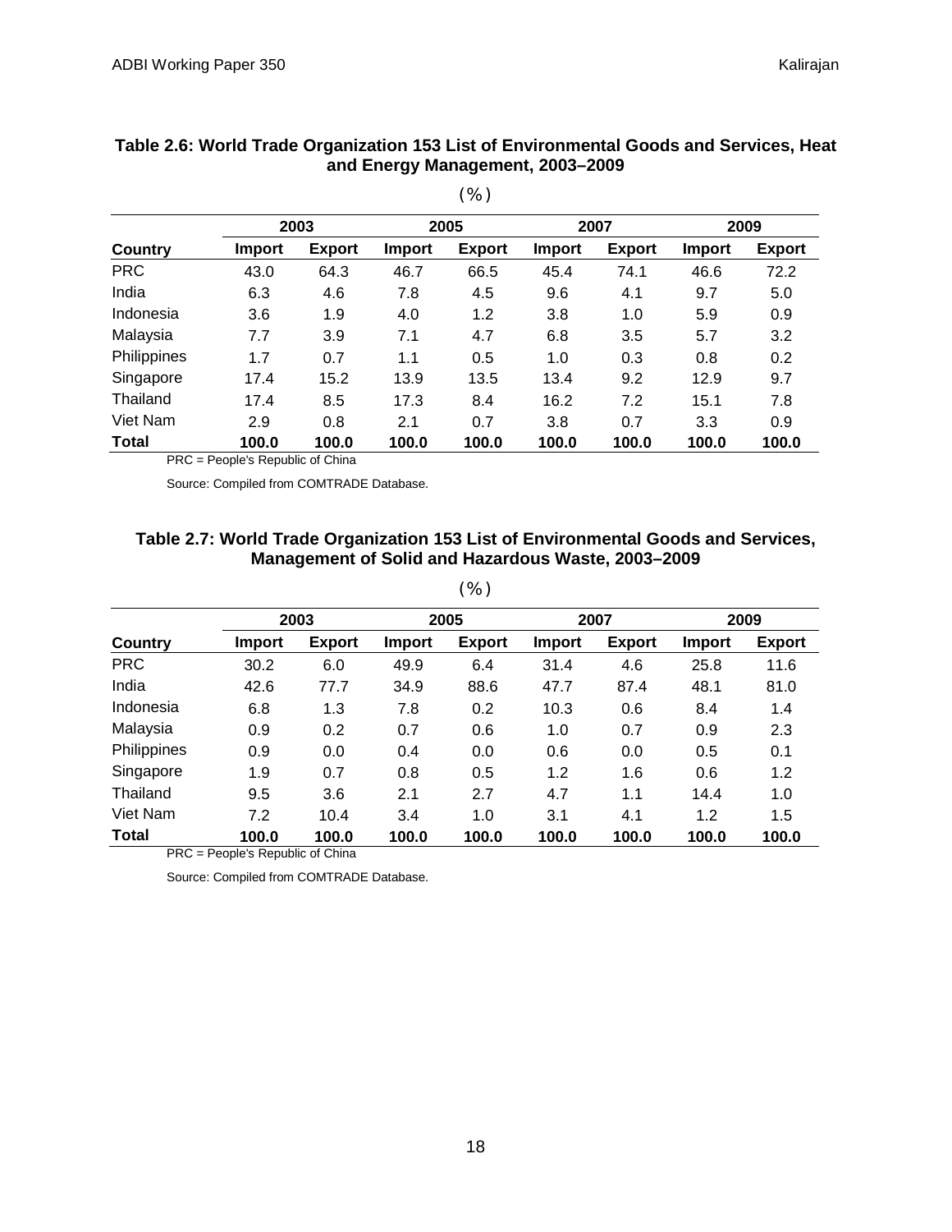**Table 2.6: World Trade Organization 153 List of Environmental Goods and Services, Heat and Energy Management, 2003–2009**

(%)

| | 2003 | | 2005 | | 2007 | | 2009 | |
|---|---|---|---|---|---|---|---|---|
| **Country** | **Import** | **Export** | **Import** | **Export** | **Import** | **Export** | **Import** | **Export** |
| PRC | 43.0 | 64.3 | 46.7 | 66.5 | 45.4 | 74.1 | 46.6 | 72.2 |
| India | 6.3 | 4.6 | 7.8 | 4.5 | 9.6 | 4.1 | 9.7 | 5.0 |
| Indonesia | 3.6 | 1.9 | 4.0 | 1.2 | 3.8 | 1.0 | 5.9 | 0.9 |
| Malaysia | 7.7 | 3.9 | 7.1 | 4.7 | 6.8 | 3.5 | 5.7 | 3.2 |
| Philippines | 1.7 | 0.7 | 1.1 | 0.5 | 1.0 | 0.3 | 0.8 | 0.2 |
| Singapore | 17.4 | 15.2 | 13.9 | 13.5 | 13.4 | 9.2 | 12.9 | 9.7 |
| Thailand | 17.4 | 8.5 | 17.3 | 8.4 | 16.2 | 7.2 | 15.1 | 7.8 |
| Viet Nam | 2.9 | 0.8 | 2.1 | 0.7 | 3.8 | 0.7 | 3.3 | 0.9 |
| **Total** | **100.0** | **100.0** | **100.0** | **100.0** | **100.0** | **100.0** | **100.0** | **100.0** |

PRC = People's Republic of China

Source: Compiled from COMTRADE Database.

**Table 2.7: World Trade Organization 153 List of Environmental Goods and Services, Management of Solid and Hazardous Waste, 2003–2009**

(%)

| | 2003 | | 2005 | | 2007 | | 2009 | |
|---|---|---|---|---|---|---|---|---|
| **Country** | **Import** | **Export** | **Import** | **Export** | **Import** | **Export** | **Import** | **Export** |
| PRC | 30.2 | 6.0 | 49.9 | 6.4 | 31.4 | 4.6 | 25.8 | 11.6 |
| India | 42.6 | 77.7 | 34.9 | 88.6 | 47.7 | 87.4 | 48.1 | 81.0 |
| Indonesia | 6.8 | 1.3 | 7.8 | 0.2 | 10.3 | 0.6 | 8.4 | 1.4 |
| Malaysia | 0.9 | 0.2 | 0.7 | 0.6 | 1.0 | 0.7 | 0.9 | 2.3 |
| Philippines | 0.9 | 0.0 | 0.4 | 0.0 | 0.6 | 0.0 | 0.5 | 0.1 |
| Singapore | 1.9 | 0.7 | 0.8 | 0.5 | 1.2 | 1.6 | 0.6 | 1.2 |
| Thailand | 9.5 | 3.6 | 2.1 | 2.7 | 4.7 | 1.1 | 14.4 | 1.0 |
| Viet Nam | 7.2 | 10.4 | 3.4 | 1.0 | 3.1 | 4.1 | 1.2 | 1.5 |
| **Total** | **100.0** | **100.0** | **100.0** | **100.0** | **100.0** | **100.0** | **100.0** | **100.0** |

PRC = People's Republic of China

Source: Compiled from COMTRADE Database.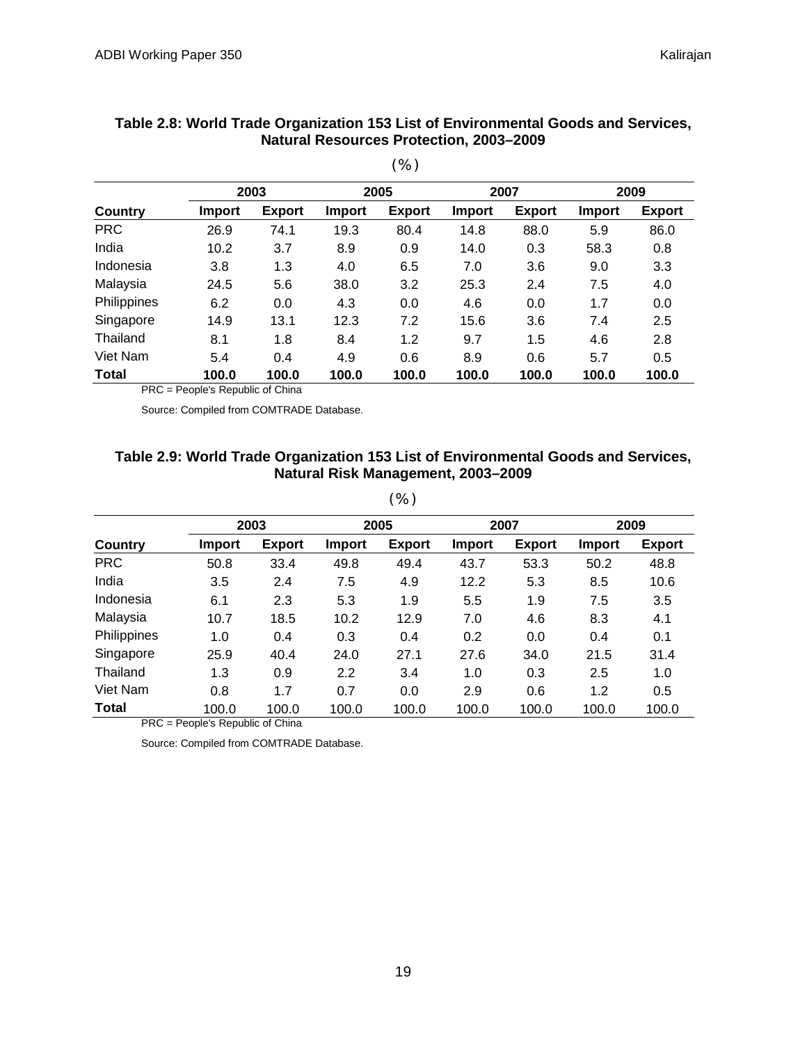**Table 2.8: World Trade Organization 153 List of Environmental Goods and Services, Natural Resources Protection, 2003–2009**

(%)

| | 2003 | | 2005 | | 2007 | | 2009 | |
|---|---|---|---|---|---|---|---|---|
| **Country** | **Import** | **Export** | **Import** | **Export** | **Import** | **Export** | **Import** | **Export** |
| PRC | 26.9 | 74.1 | 19.3 | 80.4 | 14.8 | 88.0 | 5.9 | 86.0 |
| India | 10.2 | 3.7 | 8.9 | 0.9 | 14.0 | 0.3 | 58.3 | 0.8 |
| Indonesia | 3.8 | 1.3 | 4.0 | 6.5 | 7.0 | 3.6 | 9.0 | 3.3 |
| Malaysia | 24.5 | 5.6 | 38.0 | 3.2 | 25.3 | 2.4 | 7.5 | 4.0 |
| Philippines | 6.2 | 0.0 | 4.3 | 0.0 | 4.6 | 0.0 | 1.7 | 0.0 |
| Singapore | 14.9 | 13.1 | 12.3 | 7.2 | 15.6 | 3.6 | 7.4 | 2.5 |
| Thailand | 8.1 | 1.8 | 8.4 | 1.2 | 9.7 | 1.5 | 4.6 | 2.8 |
| Viet Nam | 5.4 | 0.4 | 4.9 | 0.6 | 8.9 | 0.6 | 5.7 | 0.5 |
| **Total** | **100.0** | **100.0** | **100.0** | **100.0** | **100.0** | **100.0** | **100.0** | **100.0** |

PRC = People's Republic of China

Source: Compiled from COMTRADE Database.

**Table 2.9: World Trade Organization 153 List of Environmental Goods and Services, Natural Risk Management, 2003–2009**

(%)

| | 2003 | | 2005 | | 2007 | | 2009 | |
|---|---|---|---|---|---|---|---|---|
| **Country** | **Import** | **Export** | **Import** | **Export** | **Import** | **Export** | **Import** | **Export** |
| PRC | 50.8 | 33.4 | 49.8 | 49.4 | 43.7 | 53.3 | 50.2 | 48.8 |
| India | 3.5 | 2.4 | 7.5 | 4.9 | 12.2 | 5.3 | 8.5 | 10.6 |
| Indonesia | 6.1 | 2.3 | 5.3 | 1.9 | 5.5 | 1.9 | 7.5 | 3.5 |
| Malaysia | 10.7 | 18.5 | 10.2 | 12.9 | 7.0 | 4.6 | 8.3 | 4.1 |
| Philippines | 1.0 | 0.4 | 0.3 | 0.4 | 0.2 | 0.0 | 0.4 | 0.1 |
| Singapore | 25.9 | 40.4 | 24.0 | 27.1 | 27.6 | 34.0 | 21.5 | 31.4 |
| Thailand | 1.3 | 0.9 | 2.2 | 3.4 | 1.0 | 0.3 | 2.5 | 1.0 |
| Viet Nam | 0.8 | 1.7 | 0.7 | 0.0 | 2.9 | 0.6 | 1.2 | 0.5 |
| **Total** | 100.0 | 100.0 | 100.0 | 100.0 | 100.0 | 100.0 | 100.0 | 100.0 |

PRC = People's Republic of China

Source: Compiled from COMTRADE Database.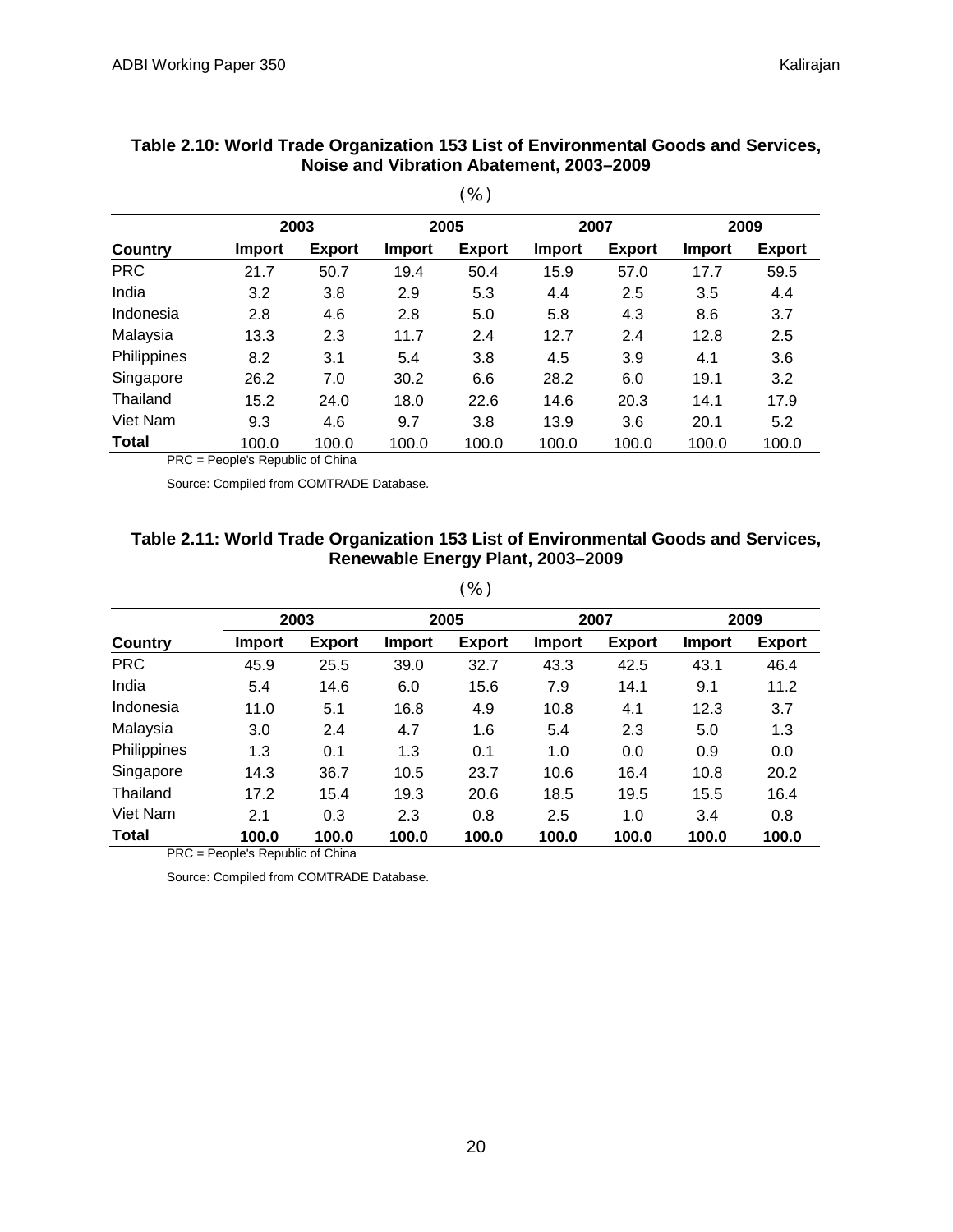**Table 2.10: World Trade Organization 153 List of Environmental Goods and Services, Noise and Vibration Abatement, 2003–2009**

(%)

| | 2003 | | 2005 | | 2007 | | 2009 | |
|---|---|---|---|---|---|---|---|---|
| **Country** | **Import** | **Export** | **Import** | **Export** | **Import** | **Export** | **Import** | **Export** |
| PRC | 21.7 | 50.7 | 19.4 | 50.4 | 15.9 | 57.0 | 17.7 | 59.5 |
| India | 3.2 | 3.8 | 2.9 | 5.3 | 4.4 | 2.5 | 3.5 | 4.4 |
| Indonesia | 2.8 | 4.6 | 2.8 | 5.0 | 5.8 | 4.3 | 8.6 | 3.7 |
| Malaysia | 13.3 | 2.3 | 11.7 | 2.4 | 12.7 | 2.4 | 12.8 | 2.5 |
| Philippines | 8.2 | 3.1 | 5.4 | 3.8 | 4.5 | 3.9 | 4.1 | 3.6 |
| Singapore | 26.2 | 7.0 | 30.2 | 6.6 | 28.2 | 6.0 | 19.1 | 3.2 |
| Thailand | 15.2 | 24.0 | 18.0 | 22.6 | 14.6 | 20.3 | 14.1 | 17.9 |
| Viet Nam | 9.3 | 4.6 | 9.7 | 3.8 | 13.9 | 3.6 | 20.1 | 5.2 |
| **Total** | 100.0 | 100.0 | 100.0 | 100.0 | 100.0 | 100.0 | 100.0 | 100.0 |

PRC = People's Republic of China

Source: Compiled from COMTRADE Database.

**Table 2.11: World Trade Organization 153 List of Environmental Goods and Services, Renewable Energy Plant, 2003–2009**

(%)

| | 2003 | | 2005 | | 2007 | | 2009 | |
|---|---|---|---|---|---|---|---|---|
| **Country** | **Import** | **Export** | **Import** | **Export** | **Import** | **Export** | **Import** | **Export** |
| PRC | 45.9 | 25.5 | 39.0 | 32.7 | 43.3 | 42.5 | 43.1 | 46.4 |
| India | 5.4 | 14.6 | 6.0 | 15.6 | 7.9 | 14.1 | 9.1 | 11.2 |
| Indonesia | 11.0 | 5.1 | 16.8 | 4.9 | 10.8 | 4.1 | 12.3 | 3.7 |
| Malaysia | 3.0 | 2.4 | 4.7 | 1.6 | 5.4 | 2.3 | 5.0 | 1.3 |
| Philippines | 1.3 | 0.1 | 1.3 | 0.1 | 1.0 | 0.0 | 0.9 | 0.0 |
| Singapore | 14.3 | 36.7 | 10.5 | 23.7 | 10.6 | 16.4 | 10.8 | 20.2 |
| Thailand | 17.2 | 15.4 | 19.3 | 20.6 | 18.5 | 19.5 | 15.5 | 16.4 |
| Viet Nam | 2.1 | 0.3 | 2.3 | 0.8 | 2.5 | 1.0 | 3.4 | 0.8 |
| **Total** | **100.0** | **100.0** | **100.0** | **100.0** | **100.0** | **100.0** | **100.0** | **100.0** |

PRC = People's Republic of China

Source: Compiled from COMTRADE Database.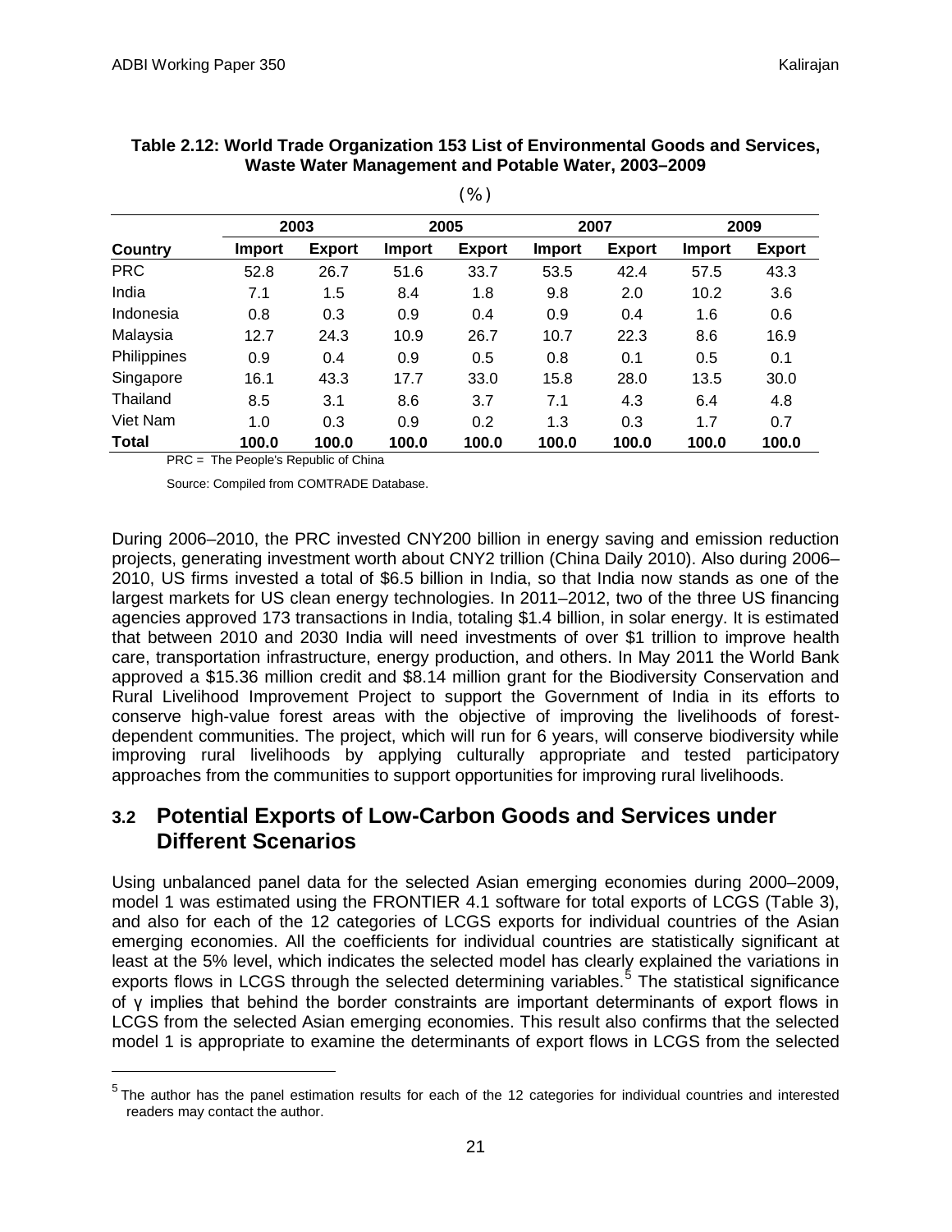**Table 2.12: World Trade Organization 153 List of Environmental Goods and Services, Waste Water Management and Potable Water, 2003–2009**

(%)

| | 2003 | | 2005 | | 2007 | | 2009 | |
|---|---|---|---|---|---|---|---|---|
| **Country** | **Import** | **Export** | **Import** | **Export** | **Import** | **Export** | **Import** | **Export** |
| PRC | 52.8 | 26.7 | 51.6 | 33.7 | 53.5 | 42.4 | 57.5 | 43.3 |
| India | 7.1 | 1.5 | 8.4 | 1.8 | 9.8 | 2.0 | 10.2 | 3.6 |
| Indonesia | 0.8 | 0.3 | 0.9 | 0.4 | 0.9 | 0.4 | 1.6 | 0.6 |
| Malaysia | 12.7 | 24.3 | 10.9 | 26.7 | 10.7 | 22.3 | 8.6 | 16.9 |
| Philippines | 0.9 | 0.4 | 0.9 | 0.5 | 0.8 | 0.1 | 0.5 | 0.1 |
| Singapore | 16.1 | 43.3 | 17.7 | 33.0 | 15.8 | 28.0 | 13.5 | 30.0 |
| Thailand | 8.5 | 3.1 | 8.6 | 3.7 | 7.1 | 4.3 | 6.4 | 4.8 |
| Viet Nam | 1.0 | 0.3 | 0.9 | 0.2 | 1.3 | 0.3 | 1.7 | 0.7 |
| **Total** | **100.0** | **100.0** | **100.0** | **100.0** | **100.0** | **100.0** | **100.0** | **100.0** |

PRC = The People's Republic of China

Source: Compiled from COMTRADE Database.

During 2006–2010, the PRC invested CNY200 billion in energy saving and emission reduction projects, generating investment worth about CNY2 trillion (China Daily 2010). Also during 2006–2010, US firms invested a total of $6.5 billion in India, so that India now stands as one of the largest markets for US clean energy technologies. In 2011–2012, two of the three US financing agencies approved 173 transactions in India, totaling $1.4 billion, in solar energy. It is estimated that between 2010 and 2030 India will need investments of over $1 trillion to improve health care, transportation infrastructure, energy production, and others. In May 2011 the World Bank approved a $15.36 million credit and $8.14 million grant for the Biodiversity Conservation and Rural Livelihood Improvement Project to support the Government of India in its efforts to conserve high-value forest areas with the objective of improving the livelihoods of forest-dependent communities. The project, which will run for 6 years, will conserve biodiversity while improving rural livelihoods by applying culturally appropriate and tested participatory approaches from the communities to support opportunities for improving rural livelihoods.

## 3.2 Potential Exports of Low-Carbon Goods and Services under Different Scenarios

Using unbalanced panel data for the selected Asian emerging economies during 2000–2009, model 1 was estimated using the FRONTIER 4.1 software for total exports of LCGS (Table 3), and also for each of the 12 categories of LCGS exports for individual countries of the Asian emerging economies. All the coefficients for individual countries are statistically significant at least at the 5% level, which indicates the selected model has clearly explained the variations in exports flows in LCGS through the selected determining variables.[5] The statistical significance of $\gamma$ implies that behind the border constraints are important determinants of export flows in LCGS from the selected Asian emerging economies. This result also confirms that the selected model 1 is appropriate to examine the determinants of export flows in LCGS from the selected

[5] The author has the panel estimation results for each of the 12 categories for individual countries and interested readers may contact the author.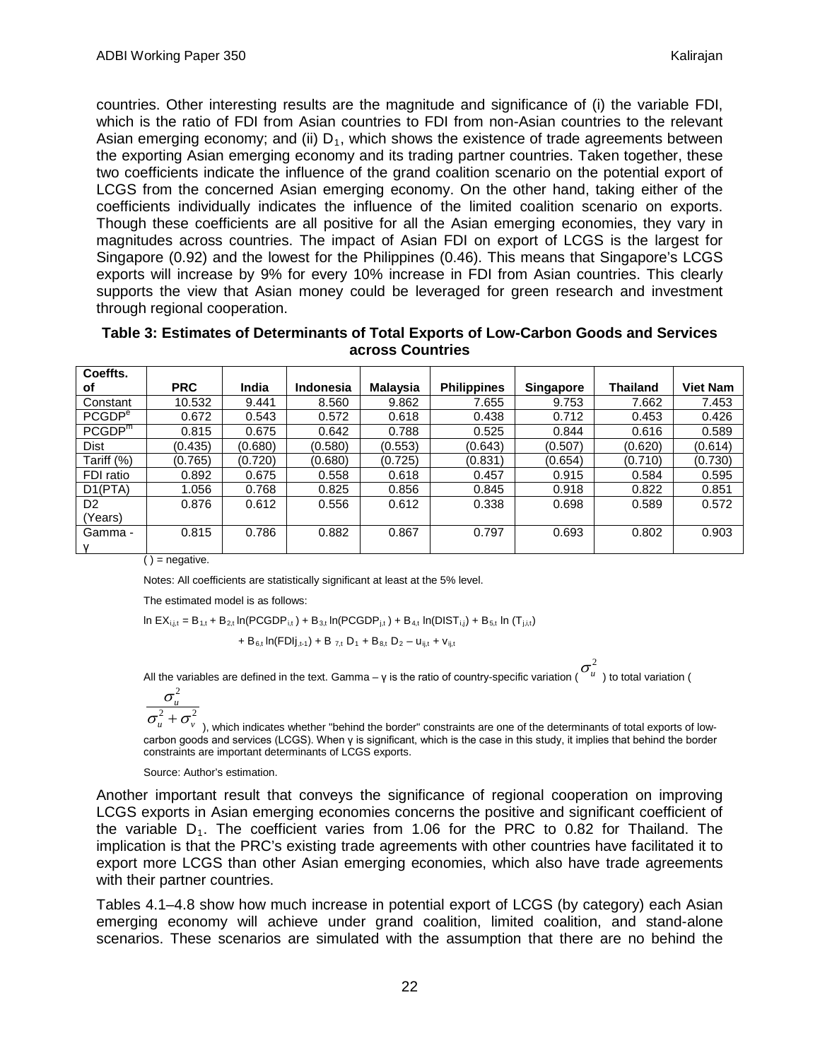countries. Other interesting results are the magnitude and significance of (i) the variable FDI, which is the ratio of FDI from Asian countries to FDI from non-Asian countries to the relevant Asian emerging economy; and (ii) $D_1$, which shows the existence of trade agreements between the exporting Asian emerging economy and its trading partner countries. Taken together, these two coefficients indicate the influence of the grand coalition scenario on the potential export of LCGS from the concerned Asian emerging economy. On the other hand, taking either of the coefficients individually indicates the influence of the limited coalition scenario on exports. Though these coefficients are all positive for all the Asian emerging economies, they vary in magnitudes across countries. The impact of Asian FDI on export of LCGS is the largest for Singapore (0.92) and the lowest for the Philippines (0.46). This means that Singapore's LCGS exports will increase by 9% for every 10% increase in FDI from Asian countries. This clearly supports the view that Asian money could be leveraged for green research and investment through regional cooperation.

**Table 3: Estimates of Determinants of Total Exports of Low-Carbon Goods and Services across Countries**

| Coeffts. of | PRC | India | Indonesia | Malaysia | Philippines | Singapore | Thailand | Viet Nam |
|---|---|---|---|---|---|---|---|---|
| Constant | 10.532 | 9.441 | 8.560 | 9.862 | 7.655 | 9.753 | 7.662 | 7.453 |
| $PCGDP^e$ | 0.672 | 0.543 | 0.572 | 0.618 | 0.438 | 0.712 | 0.453 | 0.426 |
| $PCGDP^m$ | 0.815 | 0.675 | 0.642 | 0.788 | 0.525 | 0.844 | 0.616 | 0.589 |
| Dist | (0.435) | (0.680) | (0.580) | (0.553) | (0.643) | (0.507) | (0.620) | (0.614) |
| Tariff (%) | (0.765) | (0.720) | (0.680) | (0.725) | (0.831) | (0.654) | (0.710) | (0.730) |
| FDI ratio | 0.892 | 0.675 | 0.558 | 0.618 | 0.457 | 0.915 | 0.584 | 0.595 |
| D1(PTA) | 1.056 | 0.768 | 0.825 | 0.856 | 0.845 | 0.918 | 0.822 | 0.851 |
| D2 (Years) | 0.876 | 0.612 | 0.556 | 0.612 | 0.338 | 0.698 | 0.589 | 0.572 |
| Gamma - γ | 0.815 | 0.786 | 0.882 | 0.867 | 0.797 | 0.693 | 0.802 | 0.903 |

( ) = negative.

Notes: All coefficients are statistically significant at least at the 5% level.

The estimated model is as follows:

$$\ln EX_{ij,t} = B_{1,t} + B_{2,t} \ln(PCGDP_{i,t}) + B_{3,t} \ln(PCGDP_{j,t}) + B_{4,t} \ln(DIST_{i,j}) + B_{5,t} \ln(T_{j,i,t})$$
$$+ B_{6,t} \ln(FDIj_{,t-1}) + B_{7,t} D_1 + B_{8,t} D_2 - u_{ij,t} + v_{ij,t}$$

All the variables are defined in the text. Gamma – γ is the ratio of country-specific variation ($\sigma_u^2$) to total variation ($\frac{\sigma_u^2}{\sigma_u^2 + \sigma_v^2}$), which indicates whether "behind the border" constraints are one of the determinants of total exports of low-carbon goods and services (LCGS). When γ is significant, which is the case in this study, it implies that behind the border constraints are important determinants of LCGS exports.

Source: Author's estimation.

Another important result that conveys the significance of regional cooperation on improving LCGS exports in Asian emerging economies concerns the positive and significant coefficient of the variable $D_1$. The coefficient varies from 1.06 for the PRC to 0.82 for Thailand. The implication is that the PRC's existing trade agreements with other countries have facilitated it to export more LCGS than other Asian emerging economies, which also have trade agreements with their partner countries.

Tables 4.1–4.8 show how much increase in potential export of LCGS (by category) each Asian emerging economy will achieve under grand coalition, limited coalition, and stand-alone scenarios. These scenarios are simulated with the assumption that there are no behind the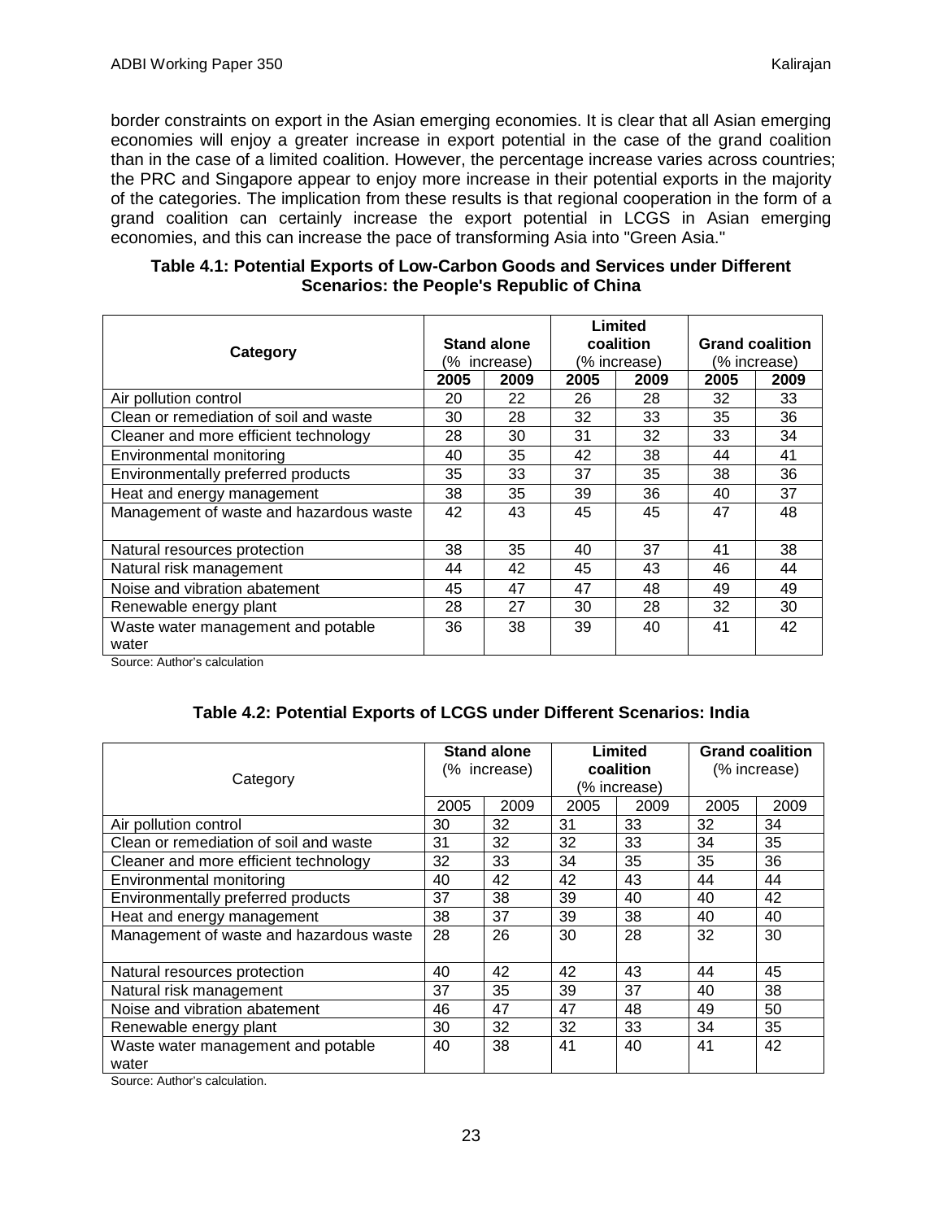border constraints on export in the Asian emerging economies. It is clear that all Asian emerging economies will enjoy a greater increase in export potential in the case of the grand coalition than in the case of a limited coalition. However, the percentage increase varies across countries; the PRC and Singapore appear to enjoy more increase in their potential exports in the majority of the categories. The implication from these results is that regional cooperation in the form of a grand coalition can certainly increase the export potential in LCGS in Asian emerging economies, and this can increase the pace of transforming Asia into "Green Asia."

**Table 4.1: Potential Exports of Low-Carbon Goods and Services under Different Scenarios: the People's Republic of China**

| Category | Stand alone (% increase) | | Limited coalition (% increase) | | Grand coalition (% increase) | |
|---|---|---|---|---|---|---|
| | 2005 | 2009 | 2005 | 2009 | 2005 | 2009 |
| Air pollution control | 20 | 22 | 26 | 28 | 32 | 33 |
| Clean or remediation of soil and waste | 30 | 28 | 32 | 33 | 35 | 36 |
| Cleaner and more efficient technology | 28 | 30 | 31 | 32 | 33 | 34 |
| Environmental monitoring | 40 | 35 | 42 | 38 | 44 | 41 |
| Environmentally preferred products | 35 | 33 | 37 | 35 | 38 | 36 |
| Heat and energy management | 38 | 35 | 39 | 36 | 40 | 37 |
| Management of waste and hazardous waste | 42 | 43 | 45 | 45 | 47 | 48 |
| Natural resources protection | 38 | 35 | 40 | 37 | 41 | 38 |
| Natural risk management | 44 | 42 | 45 | 43 | 46 | 44 |
| Noise and vibration abatement | 45 | 47 | 47 | 48 | 49 | 49 |
| Renewable energy plant | 28 | 27 | 30 | 28 | 32 | 30 |
| Waste water management and potable water | 36 | 38 | 39 | 40 | 41 | 42 |

Source: Author's calculation

**Table 4.2: Potential Exports of LCGS under Different Scenarios: India**

| Category | Stand alone (% increase) | | Limited coalition (% increase) | | Grand coalition (% increase) | |
|---|---|---|---|---|---|---|
| | 2005 | 2009 | 2005 | 2009 | 2005 | 2009 |
| Air pollution control | 30 | 32 | 31 | 33 | 32 | 34 |
| Clean or remediation of soil and waste | 31 | 32 | 32 | 33 | 34 | 35 |
| Cleaner and more efficient technology | 32 | 33 | 34 | 35 | 35 | 36 |
| Environmental monitoring | 40 | 42 | 42 | 43 | 44 | 44 |
| Environmentally preferred products | 37 | 38 | 39 | 40 | 40 | 42 |
| Heat and energy management | 38 | 37 | 39 | 38 | 40 | 40 |
| Management of waste and hazardous waste | 28 | 26 | 30 | 28 | 32 | 30 |
| Natural resources protection | 40 | 42 | 42 | 43 | 44 | 45 |
| Natural risk management | 37 | 35 | 39 | 37 | 40 | 38 |
| Noise and vibration abatement | 46 | 47 | 47 | 48 | 49 | 50 |
| Renewable energy plant | 30 | 32 | 32 | 33 | 34 | 35 |
| Waste water management and potable water | 40 | 38 | 41 | 40 | 41 | 42 |

Source: Author's calculation.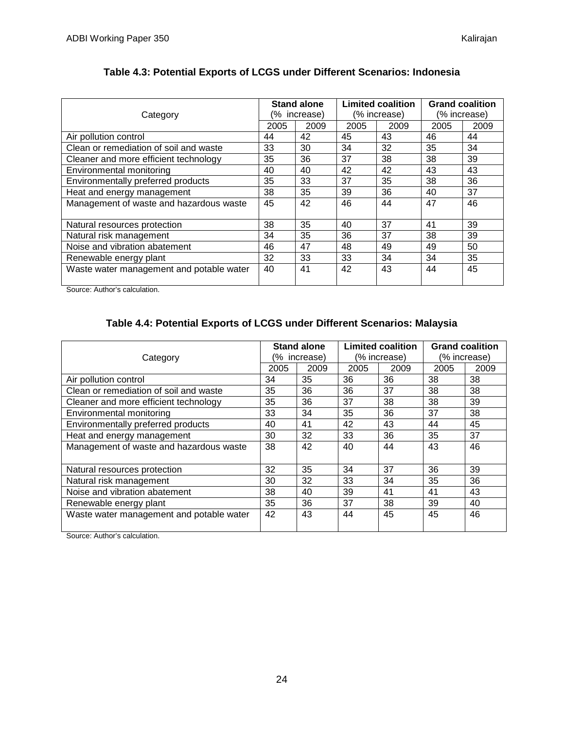### Table 4.3: Potential Exports of LCGS under Different Scenarios: Indonesia

| Category | Stand alone (% increase) | | Limited coalition (% increase) | | Grand coalition (% increase) | |
|---|---|---|---|---|---|---|
| | 2005 | 2009 | 2005 | 2009 | 2005 | 2009 |
| Air pollution control | 44 | 42 | 45 | 43 | 46 | 44 |
| Clean or remediation of soil and waste | 33 | 30 | 34 | 32 | 35 | 34 |
| Cleaner and more efficient technology | 35 | 36 | 37 | 38 | 38 | 39 |
| Environmental monitoring | 40 | 40 | 42 | 42 | 43 | 43 |
| Environmentally preferred products | 35 | 33 | 37 | 35 | 38 | 36 |
| Heat and energy management | 38 | 35 | 39 | 36 | 40 | 37 |
| Management of waste and hazardous waste | 45 | 42 | 46 | 44 | 47 | 46 |
| Natural resources protection | 38 | 35 | 40 | 37 | 41 | 39 |
| Natural risk management | 34 | 35 | 36 | 37 | 38 | 39 |
| Noise and vibration abatement | 46 | 47 | 48 | 49 | 49 | 50 |
| Renewable energy plant | 32 | 33 | 33 | 34 | 34 | 35 |
| Waste water management and potable water | 40 | 41 | 42 | 43 | 44 | 45 |

Source: Author's calculation.

### Table 4.4: Potential Exports of LCGS under Different Scenarios: Malaysia

| Category | Stand alone (% increase) | | Limited coalition (% increase) | | Grand coalition (% increase) | |
|---|---|---|---|---|---|---|
| | 2005 | 2009 | 2005 | 2009 | 2005 | 2009 |
| Air pollution control | 34 | 35 | 36 | 36 | 38 | 38 |
| Clean or remediation of soil and waste | 35 | 36 | 36 | 37 | 38 | 38 |
| Cleaner and more efficient technology | 35 | 36 | 37 | 38 | 38 | 39 |
| Environmental monitoring | 33 | 34 | 35 | 36 | 37 | 38 |
| Environmentally preferred products | 40 | 41 | 42 | 43 | 44 | 45 |
| Heat and energy management | 30 | 32 | 33 | 36 | 35 | 37 |
| Management of waste and hazardous waste | 38 | 42 | 40 | 44 | 43 | 46 |
| Natural resources protection | 32 | 35 | 34 | 37 | 36 | 39 |
| Natural risk management | 30 | 32 | 33 | 34 | 35 | 36 |
| Noise and vibration abatement | 38 | 40 | 39 | 41 | 41 | 43 |
| Renewable energy plant | 35 | 36 | 37 | 38 | 39 | 40 |
| Waste water management and potable water | 42 | 43 | 44 | 45 | 45 | 46 |

Source: Author's calculation.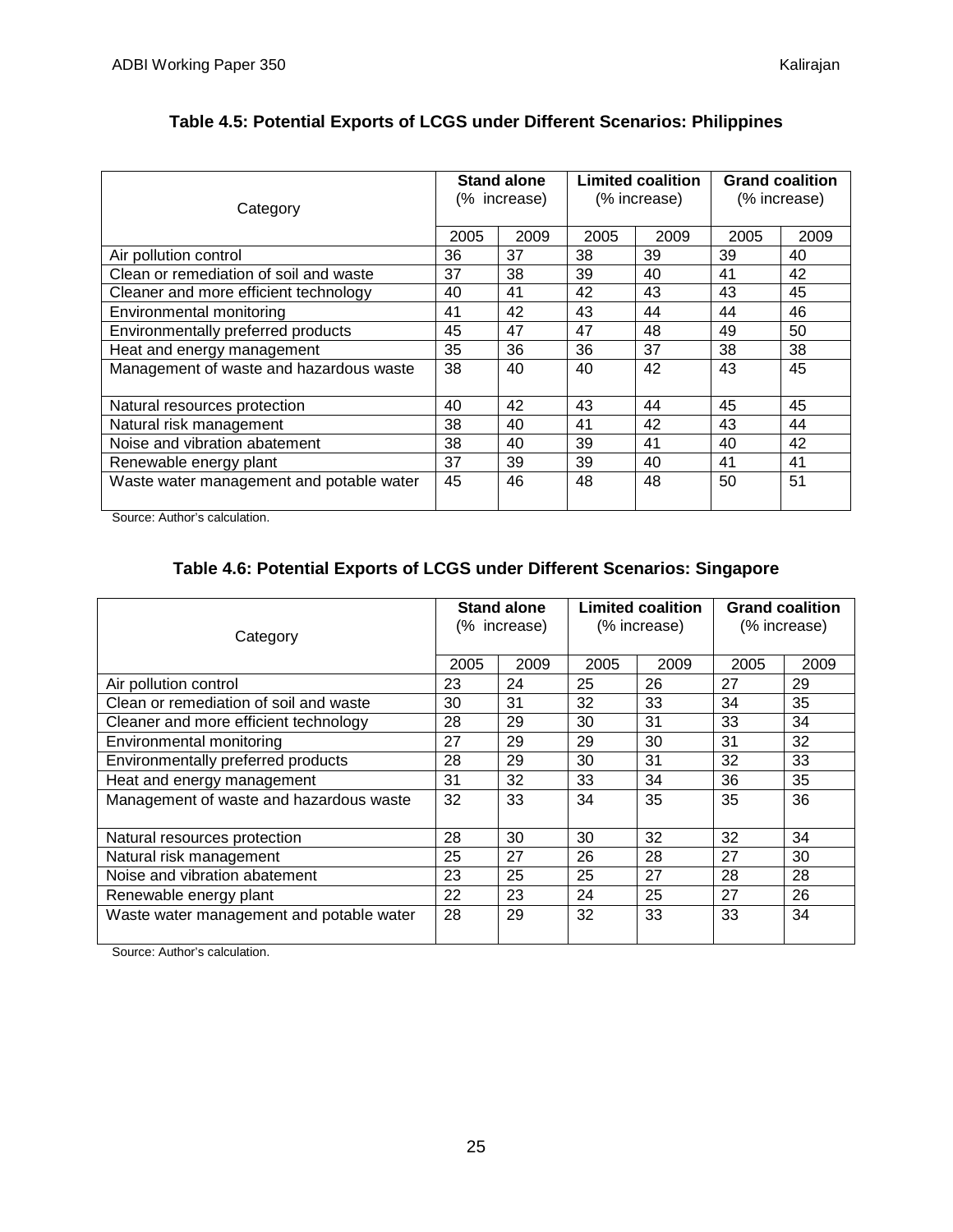### Table 4.5: Potential Exports of LCGS under Different Scenarios: Philippines

| Category | Stand alone (% increase) | | Limited coalition (% increase) | | Grand coalition (% increase) | |
|---|---|---|---|---|---|---|
| | 2005 | 2009 | 2005 | 2009 | 2005 | 2009 |
| Air pollution control | 36 | 37 | 38 | 39 | 39 | 40 |
| Clean or remediation of soil and waste | 37 | 38 | 39 | 40 | 41 | 42 |
| Cleaner and more efficient technology | 40 | 41 | 42 | 43 | 43 | 45 |
| Environmental monitoring | 41 | 42 | 43 | 44 | 44 | 46 |
| Environmentally preferred products | 45 | 47 | 47 | 48 | 49 | 50 |
| Heat and energy management | 35 | 36 | 36 | 37 | 38 | 38 |
| Management of waste and hazardous waste | 38 | 40 | 40 | 42 | 43 | 45 |
| Natural resources protection | 40 | 42 | 43 | 44 | 45 | 45 |
| Natural risk management | 38 | 40 | 41 | 42 | 43 | 44 |
| Noise and vibration abatement | 38 | 40 | 39 | 41 | 40 | 42 |
| Renewable energy plant | 37 | 39 | 39 | 40 | 41 | 41 |
| Waste water management and potable water | 45 | 46 | 48 | 48 | 50 | 51 |

Source: Author's calculation.

### Table 4.6: Potential Exports of LCGS under Different Scenarios: Singapore

| Category | Stand alone (% increase) | | Limited coalition (% increase) | | Grand coalition (% increase) | |
|---|---|---|---|---|---|---|
| | 2005 | 2009 | 2005 | 2009 | 2005 | 2009 |
| Air pollution control | 23 | 24 | 25 | 26 | 27 | 29 |
| Clean or remediation of soil and waste | 30 | 31 | 32 | 33 | 34 | 35 |
| Cleaner and more efficient technology | 28 | 29 | 30 | 31 | 33 | 34 |
| Environmental monitoring | 27 | 29 | 29 | 30 | 31 | 32 |
| Environmentally preferred products | 28 | 29 | 30 | 31 | 32 | 33 |
| Heat and energy management | 31 | 32 | 33 | 34 | 36 | 35 |
| Management of waste and hazardous waste | 32 | 33 | 34 | 35 | 35 | 36 |
| Natural resources protection | 28 | 30 | 30 | 32 | 32 | 34 |
| Natural risk management | 25 | 27 | 26 | 28 | 27 | 30 |
| Noise and vibration abatement | 23 | 25 | 25 | 27 | 28 | 28 |
| Renewable energy plant | 22 | 23 | 24 | 25 | 27 | 26 |
| Waste water management and potable water | 28 | 29 | 32 | 33 | 33 | 34 |

Source: Author's calculation.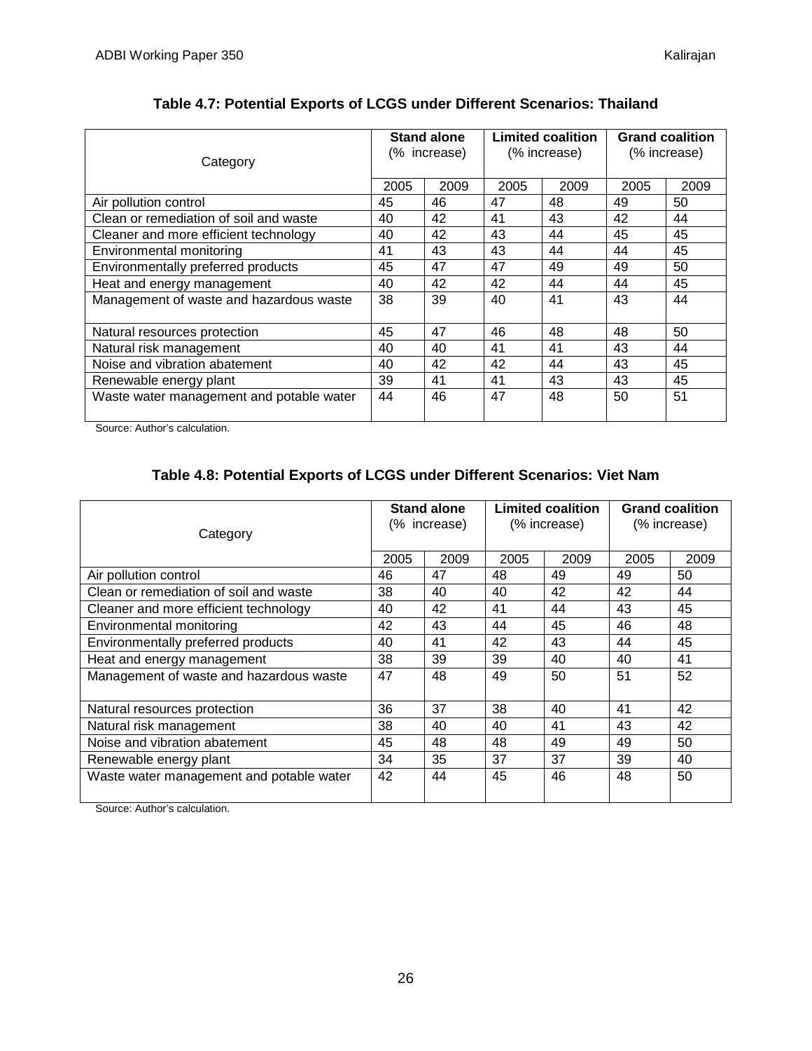**Table 4.7: Potential Exports of LCGS under Different Scenarios: Thailand**

| Category | Stand alone (% increase) | | Limited coalition (% increase) | | Grand coalition (% increase) | |
|---|---|---|---|---|---|---|
| | 2005 | 2009 | 2005 | 2009 | 2005 | 2009 |
| Air pollution control | 45 | 46 | 47 | 48 | 49 | 50 |
| Clean or remediation of soil and waste | 40 | 42 | 41 | 43 | 42 | 44 |
| Cleaner and more efficient technology | 40 | 42 | 43 | 44 | 45 | 45 |
| Environmental monitoring | 41 | 43 | 43 | 44 | 44 | 45 |
| Environmentally preferred products | 45 | 47 | 47 | 49 | 49 | 50 |
| Heat and energy management | 40 | 42 | 42 | 44 | 44 | 45 |
| Management of waste and hazardous waste | 38 | 39 | 40 | 41 | 43 | 44 |
| Natural resources protection | 45 | 47 | 46 | 48 | 48 | 50 |
| Natural risk management | 40 | 40 | 41 | 41 | 43 | 44 |
| Noise and vibration abatement | 40 | 42 | 42 | 44 | 43 | 45 |
| Renewable energy plant | 39 | 41 | 41 | 43 | 43 | 45 |
| Waste water management and potable water | 44 | 46 | 47 | 48 | 50 | 51 |

Source: Author's calculation.

**Table 4.8: Potential Exports of LCGS under Different Scenarios: Viet Nam**

| Category | Stand alone (% increase) | | Limited coalition (% increase) | | Grand coalition (% increase) | |
|---|---|---|---|---|---|---|
| | 2005 | 2009 | 2005 | 2009 | 2005 | 2009 |
| Air pollution control | 46 | 47 | 48 | 49 | 49 | 50 |
| Clean or remediation of soil and waste | 38 | 40 | 40 | 42 | 42 | 44 |
| Cleaner and more efficient technology | 40 | 42 | 41 | 44 | 43 | 45 |
| Environmental monitoring | 42 | 43 | 44 | 45 | 46 | 48 |
| Environmentally preferred products | 40 | 41 | 42 | 43 | 44 | 45 |
| Heat and energy management | 38 | 39 | 39 | 40 | 40 | 41 |
| Management of waste and hazardous waste | 47 | 48 | 49 | 50 | 51 | 52 |
| Natural resources protection | 36 | 37 | 38 | 40 | 41 | 42 |
| Natural risk management | 38 | 40 | 40 | 41 | 43 | 42 |
| Noise and vibration abatement | 45 | 48 | 48 | 49 | 49 | 50 |
| Renewable energy plant | 34 | 35 | 37 | 37 | 39 | 40 |
| Waste water management and potable water | 42 | 44 | 45 | 46 | 48 | 50 |

Source: Author's calculation.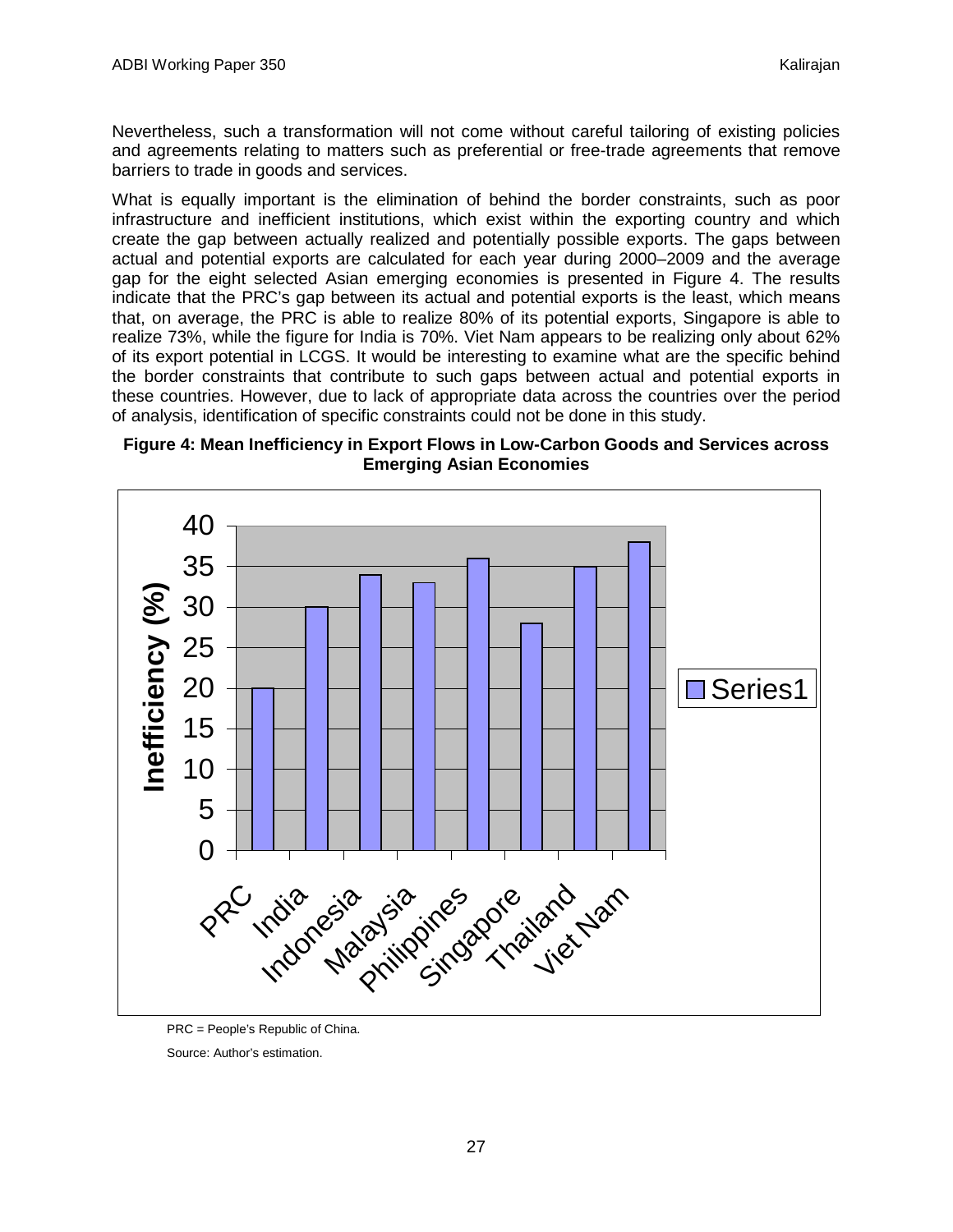Nevertheless, such a transformation will not come without careful tailoring of existing policies and agreements relating to matters such as preferential or free-trade agreements that remove barriers to trade in goods and services.

What is equally important is the elimination of behind the border constraints, such as poor infrastructure and inefficient institutions, which exist within the exporting country and which create the gap between actually realized and potentially possible exports. The gaps between actual and potential exports are calculated for each year during 2000–2009 and the average gap for the eight selected Asian emerging economies is presented in Figure 4. The results indicate that the PRC's gap between its actual and potential exports is the least, which means that, on average, the PRC is able to realize 80% of its potential exports, Singapore is able to realize 73%, while the figure for India is 70%. Viet Nam appears to be realizing only about 62% of its export potential in LCGS. It would be interesting to examine what are the specific behind the border constraints that contribute to such gaps between actual and potential exports in these countries. However, due to lack of appropriate data across the countries over the period of analysis, identification of specific constraints could not be done in this study.

**Figure 4: Mean Inefficiency in Export Flows in Low-Carbon Goods and Services across Emerging Asian Economies**

| Country | Inefficiency (%) |
| --- | --- |
| PRC | 20 |
| India | 30 |
| Indonesia | 34 |
| Malaysia | 33 |
| Philippines | 36 |
| Singapore | 28 |
| Thailand | 35 |
| Viet Nam | 38 |

PRC = People's Republic of China.

Source: Author's estimation.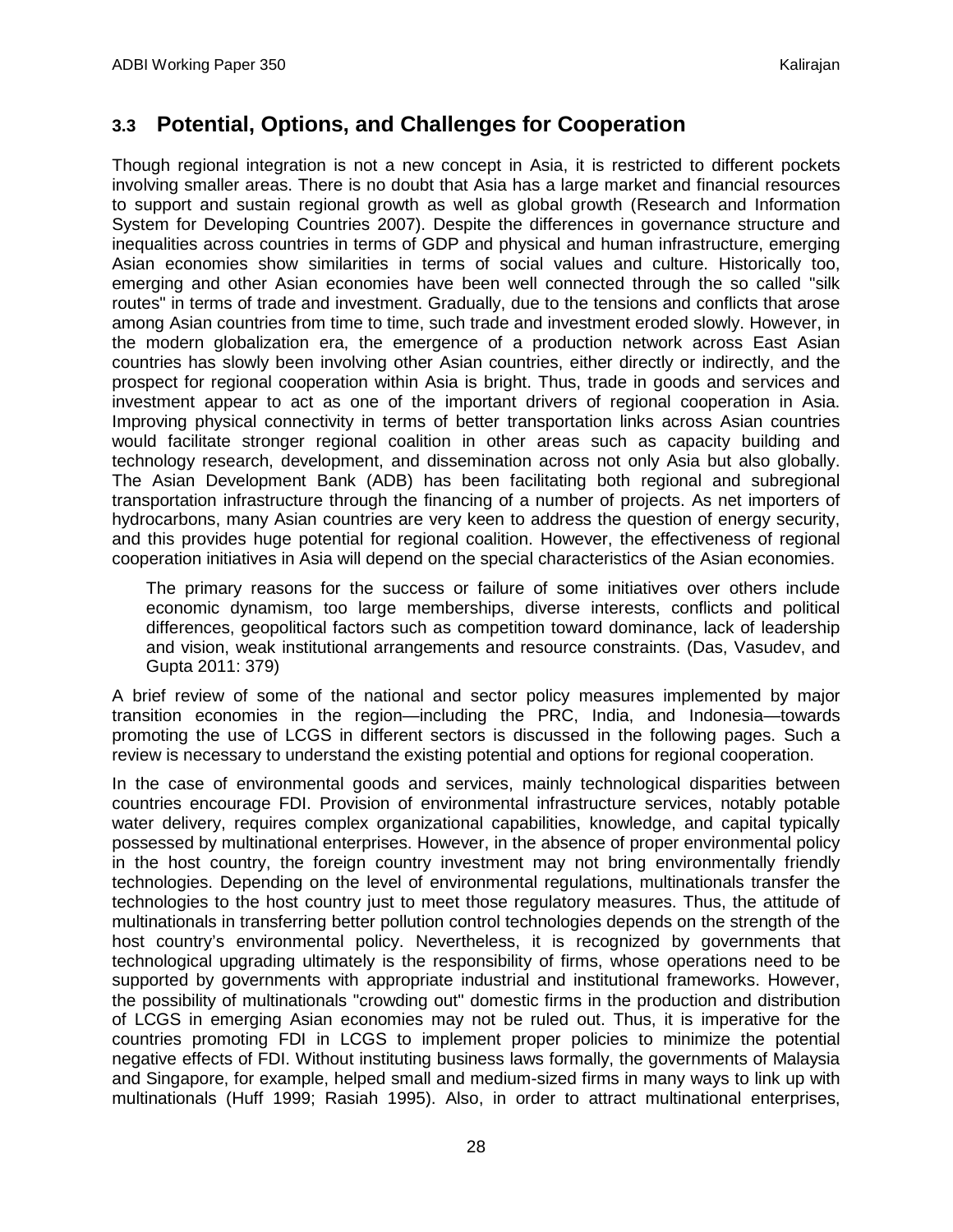## 3.3 Potential, Options, and Challenges for Cooperation

Though regional integration is not a new concept in Asia, it is restricted to different pockets involving smaller areas. There is no doubt that Asia has a large market and financial resources to support and sustain regional growth as well as global growth (Research and Information System for Developing Countries 2007). Despite the differences in governance structure and inequalities across countries in terms of GDP and physical and human infrastructure, emerging Asian economies show similarities in terms of social values and culture. Historically too, emerging and other Asian economies have been well connected through the so called "silk routes" in terms of trade and investment. Gradually, due to the tensions and conflicts that arose among Asian countries from time to time, such trade and investment eroded slowly. However, in the modern globalization era, the emergence of a production network across East Asian countries has slowly been involving other Asian countries, either directly or indirectly, and the prospect for regional cooperation within Asia is bright. Thus, trade in goods and services and investment appear to act as one of the important drivers of regional cooperation in Asia. Improving physical connectivity in terms of better transportation links across Asian countries would facilitate stronger regional coalition in other areas such as capacity building and technology research, development, and dissemination across not only Asia but also globally. The Asian Development Bank (ADB) has been facilitating both regional and subregional transportation infrastructure through the financing of a number of projects. As net importers of hydrocarbons, many Asian countries are very keen to address the question of energy security, and this provides huge potential for regional coalition. However, the effectiveness of regional cooperation initiatives in Asia will depend on the special characteristics of the Asian economies.

> The primary reasons for the success or failure of some initiatives over others include economic dynamism, too large memberships, diverse interests, conflicts and political differences, geopolitical factors such as competition toward dominance, lack of leadership and vision, weak institutional arrangements and resource constraints. (Das, Vasudev, and Gupta 2011: 379)

A brief review of some of the national and sector policy measures implemented by major transition economies in the region—including the PRC, India, and Indonesia—towards promoting the use of LCGS in different sectors is discussed in the following pages. Such a review is necessary to understand the existing potential and options for regional cooperation.

In the case of environmental goods and services, mainly technological disparities between countries encourage FDI. Provision of environmental infrastructure services, notably potable water delivery, requires complex organizational capabilities, knowledge, and capital typically possessed by multinational enterprises. However, in the absence of proper environmental policy in the host country, the foreign country investment may not bring environmentally friendly technologies. Depending on the level of environmental regulations, multinationals transfer the technologies to the host country just to meet those regulatory measures. Thus, the attitude of multinationals in transferring better pollution control technologies depends on the strength of the host country's environmental policy. Nevertheless, it is recognized by governments that technological upgrading ultimately is the responsibility of firms, whose operations need to be supported by governments with appropriate industrial and institutional frameworks. However, the possibility of multinationals "crowding out" domestic firms in the production and distribution of LCGS in emerging Asian economies may not be ruled out. Thus, it is imperative for the countries promoting FDI in LCGS to implement proper policies to minimize the potential negative effects of FDI. Without instituting business laws formally, the governments of Malaysia and Singapore, for example, helped small and medium-sized firms in many ways to link up with multinationals (Huff 1999; Rasiah 1995). Also, in order to attract multinational enterprises,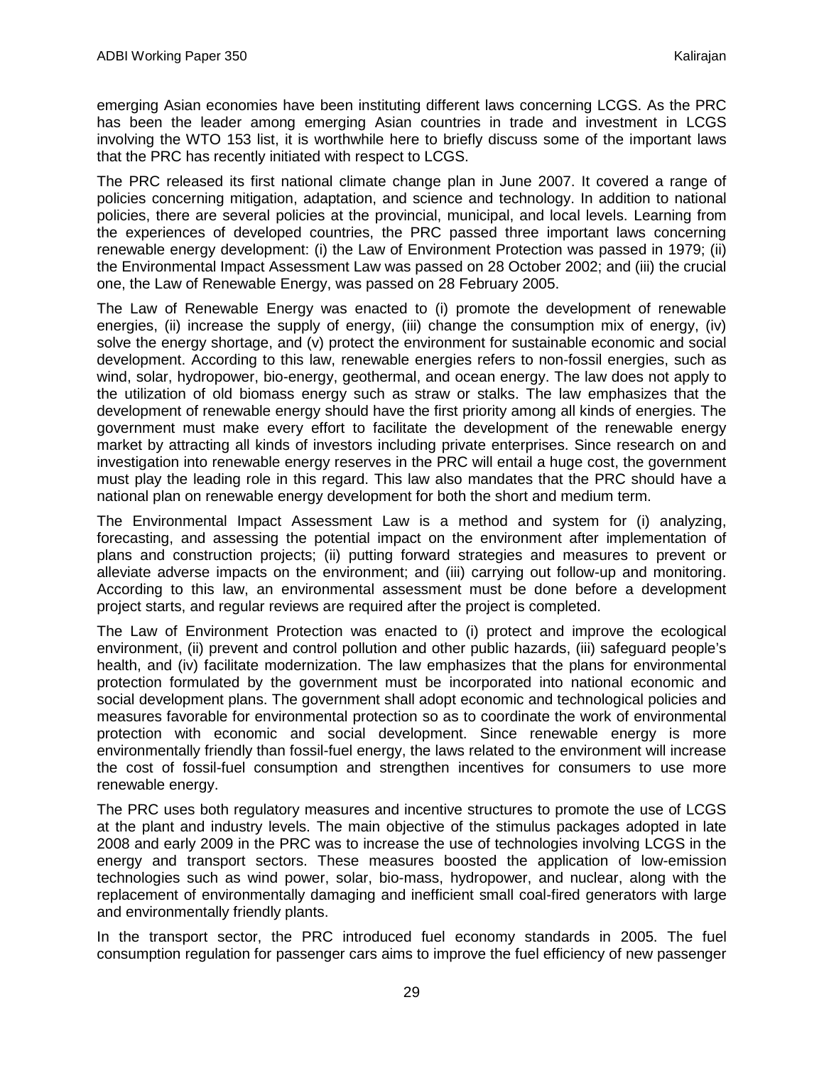emerging Asian economies have been instituting different laws concerning LCGS. As the PRC has been the leader among emerging Asian countries in trade and investment in LCGS involving the WTO 153 list, it is worthwhile here to briefly discuss some of the important laws that the PRC has recently initiated with respect to LCGS.

The PRC released its first national climate change plan in June 2007. It covered a range of policies concerning mitigation, adaptation, and science and technology. In addition to national policies, there are several policies at the provincial, municipal, and local levels. Learning from the experiences of developed countries, the PRC passed three important laws concerning renewable energy development: (i) the Law of Environment Protection was passed in 1979; (ii) the Environmental Impact Assessment Law was passed on 28 October 2002; and (iii) the crucial one, the Law of Renewable Energy, was passed on 28 February 2005.

The Law of Renewable Energy was enacted to (i) promote the development of renewable energies, (ii) increase the supply of energy, (iii) change the consumption mix of energy, (iv) solve the energy shortage, and (v) protect the environment for sustainable economic and social development. According to this law, renewable energies refers to non-fossil energies, such as wind, solar, hydropower, bio-energy, geothermal, and ocean energy. The law does not apply to the utilization of old biomass energy such as straw or stalks. The law emphasizes that the development of renewable energy should have the first priority among all kinds of energies. The government must make every effort to facilitate the development of the renewable energy market by attracting all kinds of investors including private enterprises. Since research on and investigation into renewable energy reserves in the PRC will entail a huge cost, the government must play the leading role in this regard. This law also mandates that the PRC should have a national plan on renewable energy development for both the short and medium term.

The Environmental Impact Assessment Law is a method and system for (i) analyzing, forecasting, and assessing the potential impact on the environment after implementation of plans and construction projects; (ii) putting forward strategies and measures to prevent or alleviate adverse impacts on the environment; and (iii) carrying out follow-up and monitoring. According to this law, an environmental assessment must be done before a development project starts, and regular reviews are required after the project is completed.

The Law of Environment Protection was enacted to (i) protect and improve the ecological environment, (ii) prevent and control pollution and other public hazards, (iii) safeguard people's health, and (iv) facilitate modernization. The law emphasizes that the plans for environmental protection formulated by the government must be incorporated into national economic and social development plans. The government shall adopt economic and technological policies and measures favorable for environmental protection so as to coordinate the work of environmental protection with economic and social development. Since renewable energy is more environmentally friendly than fossil-fuel energy, the laws related to the environment will increase the cost of fossil-fuel consumption and strengthen incentives for consumers to use more renewable energy.

The PRC uses both regulatory measures and incentive structures to promote the use of LCGS at the plant and industry levels. The main objective of the stimulus packages adopted in late 2008 and early 2009 in the PRC was to increase the use of technologies involving LCGS in the energy and transport sectors. These measures boosted the application of low-emission technologies such as wind power, solar, bio-mass, hydropower, and nuclear, along with the replacement of environmentally damaging and inefficient small coal-fired generators with large and environmentally friendly plants.

In the transport sector, the PRC introduced fuel economy standards in 2005. The fuel consumption regulation for passenger cars aims to improve the fuel efficiency of new passenger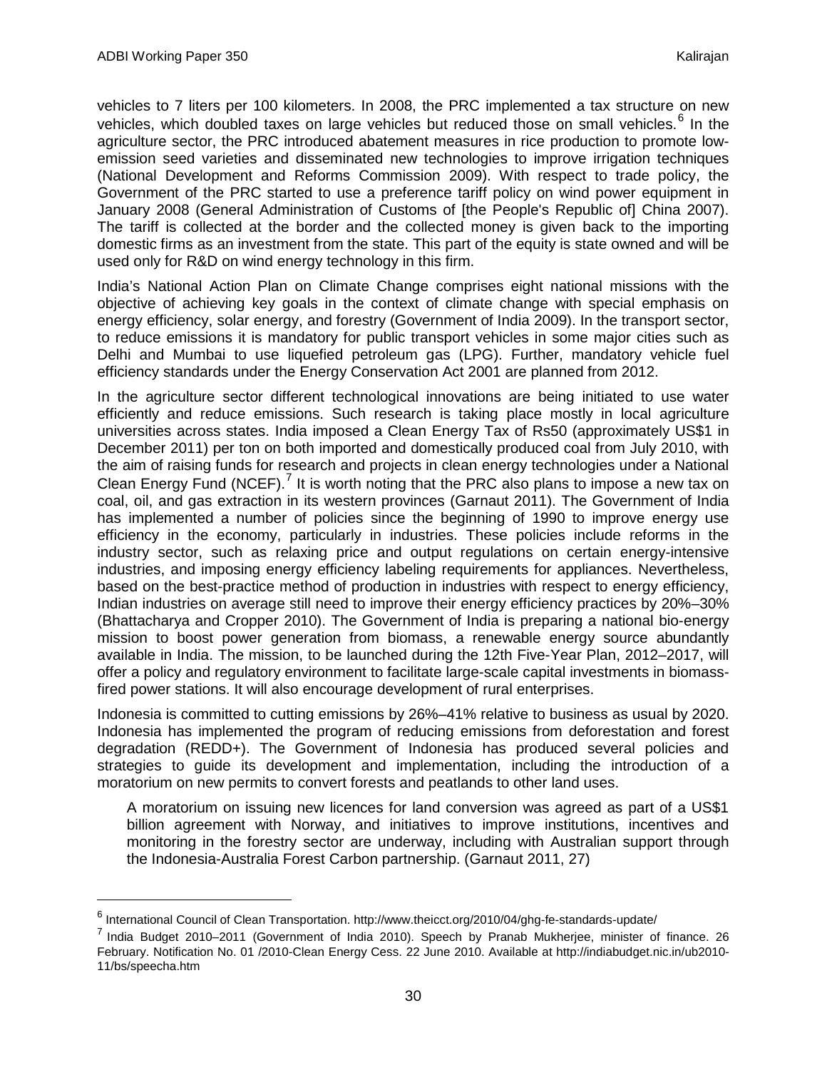vehicles to 7 liters per 100 kilometers. In 2008, the PRC implemented a tax structure on new vehicles, which doubled taxes on large vehicles but reduced those on small vehicles.[6] In the agriculture sector, the PRC introduced abatement measures in rice production to promote low-emission seed varieties and disseminated new technologies to improve irrigation techniques (National Development and Reforms Commission 2009). With respect to trade policy, the Government of the PRC started to use a preference tariff policy on wind power equipment in January 2008 (General Administration of Customs of [the People's Republic of] China 2007). The tariff is collected at the border and the collected money is given back to the importing domestic firms as an investment from the state. This part of the equity is state owned and will be used only for R&D on wind energy technology in this firm.

India's National Action Plan on Climate Change comprises eight national missions with the objective of achieving key goals in the context of climate change with special emphasis on energy efficiency, solar energy, and forestry (Government of India 2009). In the transport sector, to reduce emissions it is mandatory for public transport vehicles in some major cities such as Delhi and Mumbai to use liquefied petroleum gas (LPG). Further, mandatory vehicle fuel efficiency standards under the Energy Conservation Act 2001 are planned from 2012.

In the agriculture sector different technological innovations are being initiated to use water efficiently and reduce emissions. Such research is taking place mostly in local agriculture universities across states. India imposed a Clean Energy Tax of Rs50 (approximately US$1 in December 2011) per ton on both imported and domestically produced coal from July 2010, with the aim of raising funds for research and projects in clean energy technologies under a National Clean Energy Fund (NCEF).[7] It is worth noting that the PRC also plans to impose a new tax on coal, oil, and gas extraction in its western provinces (Garnaut 2011). The Government of India has implemented a number of policies since the beginning of 1990 to improve energy use efficiency in the economy, particularly in industries. These policies include reforms in the industry sector, such as relaxing price and output regulations on certain energy-intensive industries, and imposing energy efficiency labeling requirements for appliances. Nevertheless, based on the best-practice method of production in industries with respect to energy efficiency, Indian industries on average still need to improve their energy efficiency practices by 20%–30% (Bhattacharya and Cropper 2010). The Government of India is preparing a national bio-energy mission to boost power generation from biomass, a renewable energy source abundantly available in India. The mission, to be launched during the 12th Five-Year Plan, 2012–2017, will offer a policy and regulatory environment to facilitate large-scale capital investments in biomass-fired power stations. It will also encourage development of rural enterprises.

Indonesia is committed to cutting emissions by 26%–41% relative to business as usual by 2020. Indonesia has implemented the program of reducing emissions from deforestation and forest degradation (REDD+). The Government of Indonesia has produced several policies and strategies to guide its development and implementation, including the introduction of a moratorium on new permits to convert forests and peatlands to other land uses.

> A moratorium on issuing new licences for land conversion was agreed as part of a US$1 billion agreement with Norway, and initiatives to improve institutions, incentives and monitoring in the forestry sector are underway, including with Australian support through the Indonesia-Australia Forest Carbon partnership. (Garnaut 2011, 27)

---

[6] International Council of Clean Transportation. http://www.theicct.org/2010/04/ghg-fe-standards-update/

[7] India Budget 2010–2011 (Government of India 2010). Speech by Pranab Mukherjee, minister of finance. 26 February. Notification No. 01 /2010-Clean Energy Cess. 22 June 2010. Available at http://indiabudget.nic.in/ub2010-11/bs/speecha.htm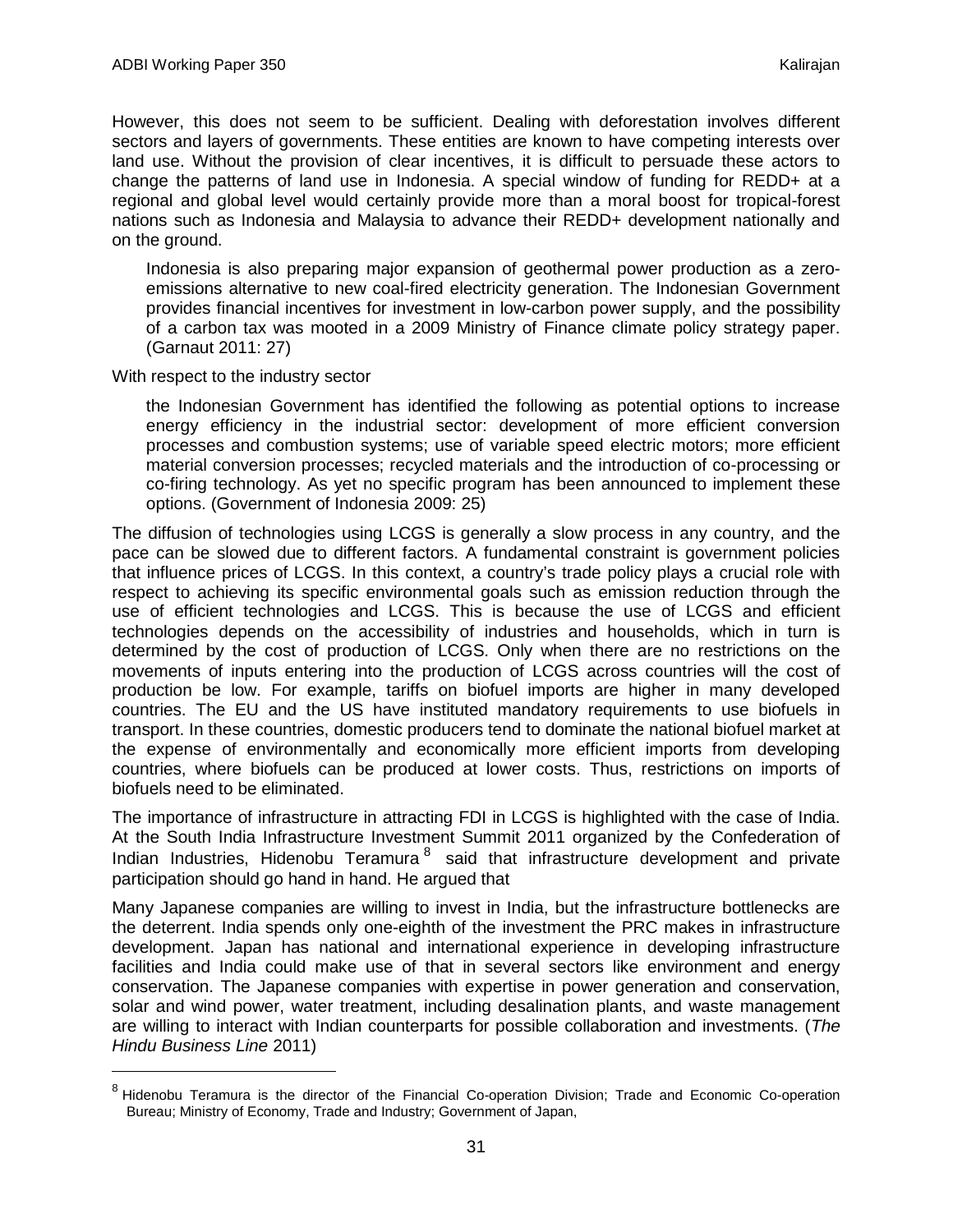However, this does not seem to be sufficient. Dealing with deforestation involves different sectors and layers of governments. These entities are known to have competing interests over land use. Without the provision of clear incentives, it is difficult to persuade these actors to change the patterns of land use in Indonesia. A special window of funding for REDD+ at a regional and global level would certainly provide more than a moral boost for tropical-forest nations such as Indonesia and Malaysia to advance their REDD+ development nationally and on the ground.

> Indonesia is also preparing major expansion of geothermal power production as a zero-emissions alternative to new coal-fired electricity generation. The Indonesian Government provides financial incentives for investment in low-carbon power supply, and the possibility of a carbon tax was mooted in a 2009 Ministry of Finance climate policy strategy paper. (Garnaut 2011: 27)

With respect to the industry sector

> the Indonesian Government has identified the following as potential options to increase energy efficiency in the industrial sector: development of more efficient conversion processes and combustion systems; use of variable speed electric motors; more efficient material conversion processes; recycled materials and the introduction of co-processing or co-firing technology. As yet no specific program has been announced to implement these options. (Government of Indonesia 2009: 25)

The diffusion of technologies using LCGS is generally a slow process in any country, and the pace can be slowed due to different factors. A fundamental constraint is government policies that influence prices of LCGS. In this context, a country's trade policy plays a crucial role with respect to achieving its specific environmental goals such as emission reduction through the use of efficient technologies and LCGS. This is because the use of LCGS and efficient technologies depends on the accessibility of industries and households, which in turn is determined by the cost of production of LCGS. Only when there are no restrictions on the movements of inputs entering into the production of LCGS across countries will the cost of production be low. For example, tariffs on biofuel imports are higher in many developed countries. The EU and the US have instituted mandatory requirements to use biofuels in transport. In these countries, domestic producers tend to dominate the national biofuel market at the expense of environmentally and economically more efficient imports from developing countries, where biofuels can be produced at lower costs. Thus, restrictions on imports of biofuels need to be eliminated.

The importance of infrastructure in attracting FDI in LCGS is highlighted with the case of India. At the South India Infrastructure Investment Summit 2011 organized by the Confederation of Indian Industries, Hidenobu Teramura[8] said that infrastructure development and private participation should go hand in hand. He argued that

Many Japanese companies are willing to invest in India, but the infrastructure bottlenecks are the deterrent. India spends only one-eighth of the investment the PRC makes in infrastructure development. Japan has national and international experience in developing infrastructure facilities and India could make use of that in several sectors like environment and energy conservation. The Japanese companies with expertise in power generation and conservation, solar and wind power, water treatment, including desalination plants, and waste management are willing to interact with Indian counterparts for possible collaboration and investments. (*The Hindu Business Line* 2011)

---

[8] Hidenobu Teramura is the director of the Financial Co-operation Division; Trade and Economic Co-operation Bureau; Ministry of Economy, Trade and Industry; Government of Japan,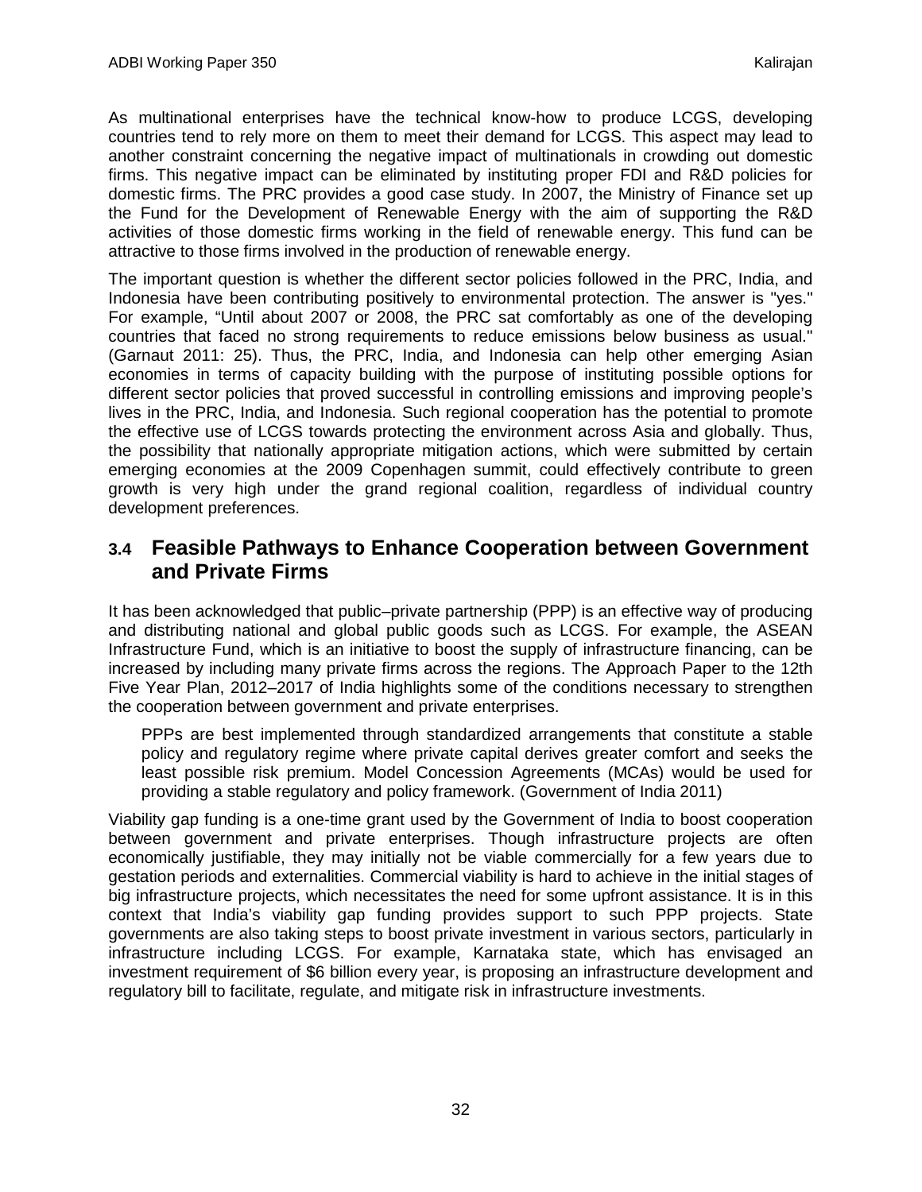As multinational enterprises have the technical know-how to produce LCGS, developing countries tend to rely more on them to meet their demand for LCGS. This aspect may lead to another constraint concerning the negative impact of multinationals in crowding out domestic firms. This negative impact can be eliminated by instituting proper FDI and R&D policies for domestic firms. The PRC provides a good case study. In 2007, the Ministry of Finance set up the Fund for the Development of Renewable Energy with the aim of supporting the R&D activities of those domestic firms working in the field of renewable energy. This fund can be attractive to those firms involved in the production of renewable energy.

The important question is whether the different sector policies followed in the PRC, India, and Indonesia have been contributing positively to environmental protection. The answer is "yes." For example, "Until about 2007 or 2008, the PRC sat comfortably as one of the developing countries that faced no strong requirements to reduce emissions below business as usual." (Garnaut 2011: 25). Thus, the PRC, India, and Indonesia can help other emerging Asian economies in terms of capacity building with the purpose of instituting possible options for different sector policies that proved successful in controlling emissions and improving people's lives in the PRC, India, and Indonesia. Such regional cooperation has the potential to promote the effective use of LCGS towards protecting the environment across Asia and globally. Thus, the possibility that nationally appropriate mitigation actions, which were submitted by certain emerging economies at the 2009 Copenhagen summit, could effectively contribute to green growth is very high under the grand regional coalition, regardless of individual country development preferences.

## 3.4 Feasible Pathways to Enhance Cooperation between Government and Private Firms

It has been acknowledged that public–private partnership (PPP) is an effective way of producing and distributing national and global public goods such as LCGS. For example, the ASEAN Infrastructure Fund, which is an initiative to boost the supply of infrastructure financing, can be increased by including many private firms across the regions. The Approach Paper to the 12th Five Year Plan, 2012–2017 of India highlights some of the conditions necessary to strengthen the cooperation between government and private enterprises.

> PPPs are best implemented through standardized arrangements that constitute a stable policy and regulatory regime where private capital derives greater comfort and seeks the least possible risk premium. Model Concession Agreements (MCAs) would be used for providing a stable regulatory and policy framework. (Government of India 2011)

Viability gap funding is a one-time grant used by the Government of India to boost cooperation between government and private enterprises. Though infrastructure projects are often economically justifiable, they may initially not be viable commercially for a few years due to gestation periods and externalities. Commercial viability is hard to achieve in the initial stages of big infrastructure projects, which necessitates the need for some upfront assistance. It is in this context that India's viability gap funding provides support to such PPP projects. State governments are also taking steps to boost private investment in various sectors, particularly in infrastructure including LCGS. For example, Karnataka state, which has envisaged an investment requirement of $6 billion every year, is proposing an infrastructure development and regulatory bill to facilitate, regulate, and mitigate risk in infrastructure investments.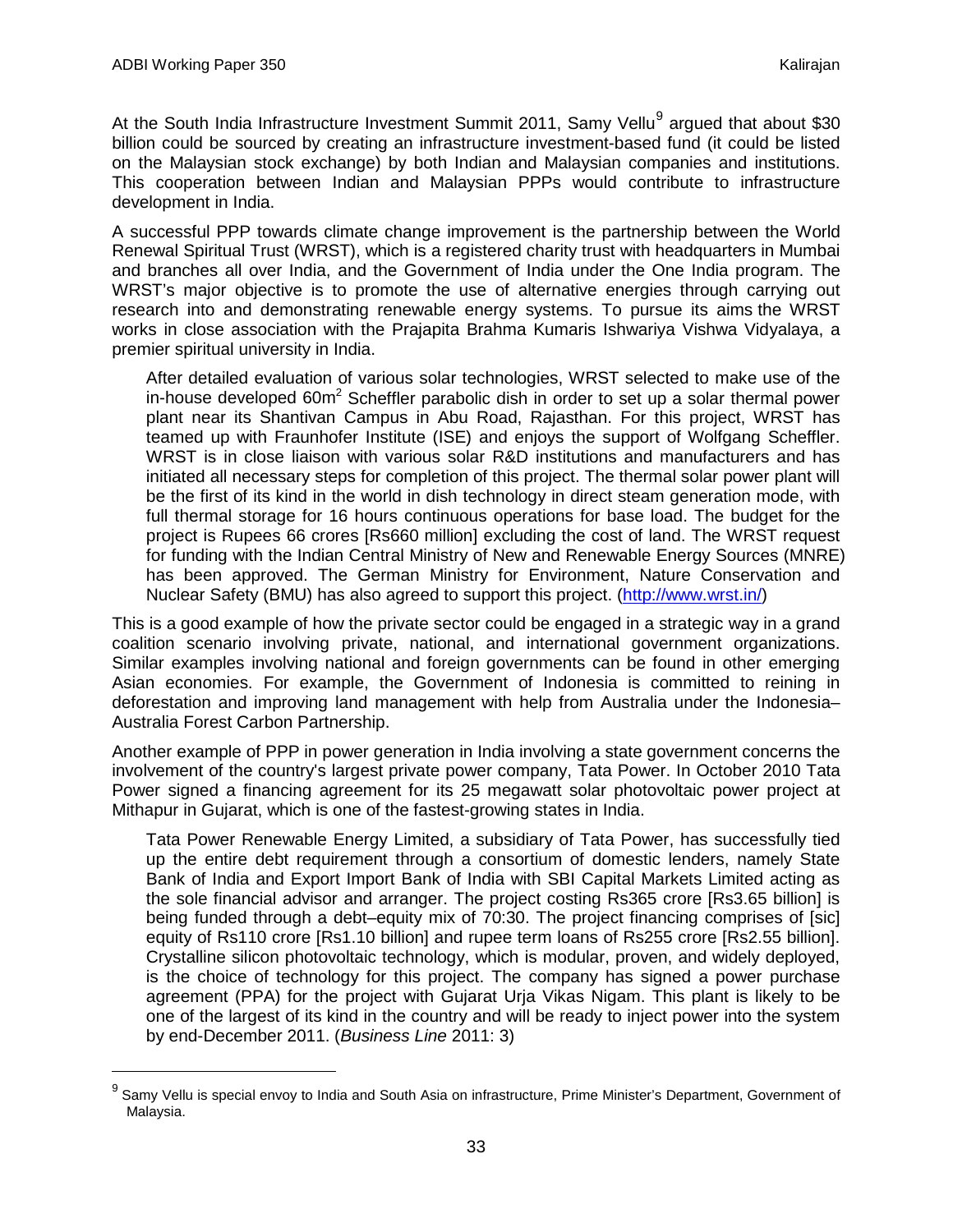At the South India Infrastructure Investment Summit 2011, Samy Vellu[9] argued that about $30 billion could be sourced by creating an infrastructure investment-based fund (it could be listed on the Malaysian stock exchange) by both Indian and Malaysian companies and institutions. This cooperation between Indian and Malaysian PPPs would contribute to infrastructure development in India.

A successful PPP towards climate change improvement is the partnership between the World Renewal Spiritual Trust (WRST), which is a registered charity trust with headquarters in Mumbai and branches all over India, and the Government of India under the One India program. The WRST's major objective is to promote the use of alternative energies through carrying out research into and demonstrating renewable energy systems. To pursue its aims the WRST works in close association with the Prajapita Brahma Kumaris Ishwariya Vishwa Vidyalaya, a premier spiritual university in India.

> After detailed evaluation of various solar technologies, WRST selected to make use of the in-house developed 60m$^2$ Scheffler parabolic dish in order to set up a solar thermal power plant near its Shantivan Campus in Abu Road, Rajasthan. For this project, WRST has teamed up with Fraunhofer Institute (ISE) and enjoys the support of Wolfgang Scheffler. WRST is in close liaison with various solar R&D institutions and manufacturers and has initiated all necessary steps for completion of this project. The thermal solar power plant will be the first of its kind in the world in dish technology in direct steam generation mode, with full thermal storage for 16 hours continuous operations for base load. The budget for the project is Rupees 66 crores [Rs660 million] excluding the cost of land. The WRST request for funding with the Indian Central Ministry of New and Renewable Energy Sources (MNRE) has been approved. The German Ministry for Environment, Nature Conservation and Nuclear Safety (BMU) has also agreed to support this project. (http://www.wrst.in/)

This is a good example of how the private sector could be engaged in a strategic way in a grand coalition scenario involving private, national, and international government organizations. Similar examples involving national and foreign governments can be found in other emerging Asian economies. For example, the Government of Indonesia is committed to reining in deforestation and improving land management with help from Australia under the Indonesia–Australia Forest Carbon Partnership.

Another example of PPP in power generation in India involving a state government concerns the involvement of the country's largest private power company, Tata Power. In October 2010 Tata Power signed a financing agreement for its 25 megawatt solar photovoltaic power project at Mithapur in Gujarat, which is one of the fastest-growing states in India.

> Tata Power Renewable Energy Limited, a subsidiary of Tata Power, has successfully tied up the entire debt requirement through a consortium of domestic lenders, namely State Bank of India and Export Import Bank of India with SBI Capital Markets Limited acting as the sole financial advisor and arranger. The project costing Rs365 crore [Rs3.65 billion] is being funded through a debt–equity mix of 70:30. The project financing comprises of [sic] equity of Rs110 crore [Rs1.10 billion] and rupee term loans of Rs255 crore [Rs2.55 billion]. Crystalline silicon photovoltaic technology, which is modular, proven, and widely deployed, is the choice of technology for this project. The company has signed a power purchase agreement (PPA) for the project with Gujarat Urja Vikas Nigam. This plant is likely to be one of the largest of its kind in the country and will be ready to inject power into the system by end-December 2011. (*Business Line* 2011: 3)

[9] Samy Vellu is special envoy to India and South Asia on infrastructure, Prime Minister's Department, Government of Malaysia.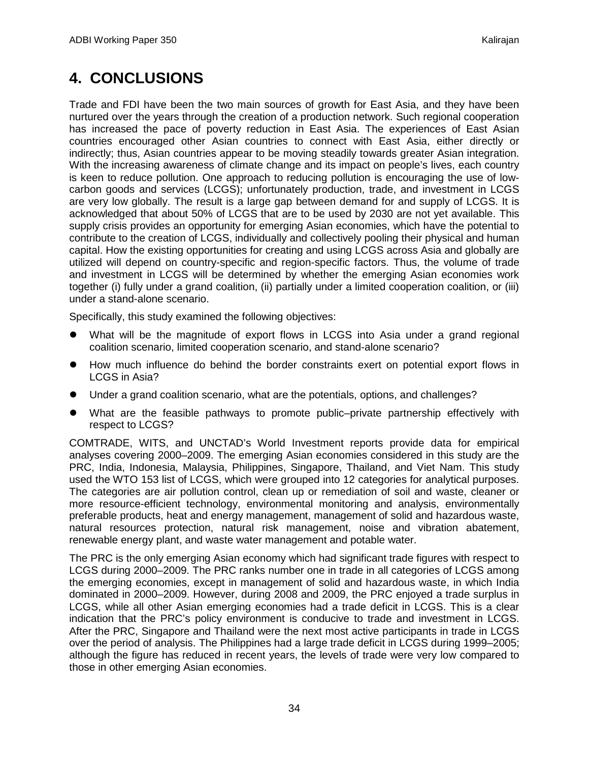# 4. CONCLUSIONS

Trade and FDI have been the two main sources of growth for East Asia, and they have been nurtured over the years through the creation of a production network. Such regional cooperation has increased the pace of poverty reduction in East Asia. The experiences of East Asian countries encouraged other Asian countries to connect with East Asia, either directly or indirectly; thus, Asian countries appear to be moving steadily towards greater Asian integration. With the increasing awareness of climate change and its impact on people's lives, each country is keen to reduce pollution. One approach to reducing pollution is encouraging the use of low-carbon goods and services (LCGS); unfortunately production, trade, and investment in LCGS are very low globally. The result is a large gap between demand for and supply of LCGS. It is acknowledged that about 50% of LCGS that are to be used by 2030 are not yet available. This supply crisis provides an opportunity for emerging Asian economies, which have the potential to contribute to the creation of LCGS, individually and collectively pooling their physical and human capital. How the existing opportunities for creating and using LCGS across Asia and globally are utilized will depend on country-specific and region-specific factors. Thus, the volume of trade and investment in LCGS will be determined by whether the emerging Asian economies work together (i) fully under a grand coalition, (ii) partially under a limited cooperation coalition, or (iii) under a stand-alone scenario.

Specifically, this study examined the following objectives:

- What will be the magnitude of export flows in LCGS into Asia under a grand regional coalition scenario, limited cooperation scenario, and stand-alone scenario?
- How much influence do behind the border constraints exert on potential export flows in LCGS in Asia?
- Under a grand coalition scenario, what are the potentials, options, and challenges?
- What are the feasible pathways to promote public–private partnership effectively with respect to LCGS?

COMTRADE, WITS, and UNCTAD's World Investment reports provide data for empirical analyses covering 2000–2009. The emerging Asian economies considered in this study are the PRC, India, Indonesia, Malaysia, Philippines, Singapore, Thailand, and Viet Nam. This study used the WTO 153 list of LCGS, which were grouped into 12 categories for analytical purposes. The categories are air pollution control, clean up or remediation of soil and waste, cleaner or more resource-efficient technology, environmental monitoring and analysis, environmentally preferable products, heat and energy management, management of solid and hazardous waste, natural resources protection, natural risk management, noise and vibration abatement, renewable energy plant, and waste water management and potable water.

The PRC is the only emerging Asian economy which had significant trade figures with respect to LCGS during 2000–2009. The PRC ranks number one in trade in all categories of LCGS among the emerging economies, except in management of solid and hazardous waste, in which India dominated in 2000–2009. However, during 2008 and 2009, the PRC enjoyed a trade surplus in LCGS, while all other Asian emerging economies had a trade deficit in LCGS. This is a clear indication that the PRC's policy environment is conducive to trade and investment in LCGS. After the PRC, Singapore and Thailand were the next most active participants in trade in LCGS over the period of analysis. The Philippines had a large trade deficit in LCGS during 1999–2005; although the figure has reduced in recent years, the levels of trade were very low compared to those in other emerging Asian economies.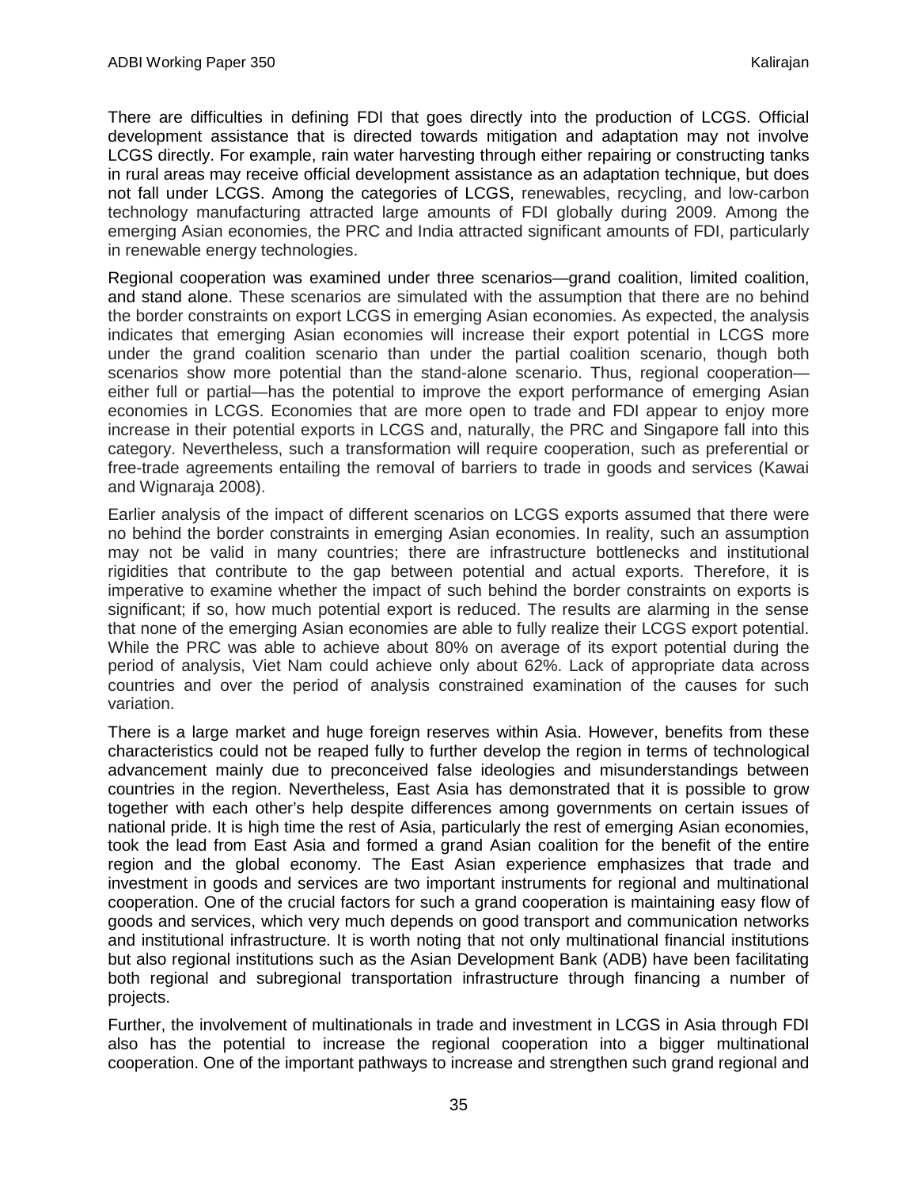There are difficulties in defining FDI that goes directly into the production of LCGS. Official development assistance that is directed towards mitigation and adaptation may not involve LCGS directly. For example, rain water harvesting through either repairing or constructing tanks in rural areas may receive official development assistance as an adaptation technique, but does not fall under LCGS. Among the categories of LCGS, renewables, recycling, and low-carbon technology manufacturing attracted large amounts of FDI globally during 2009. Among the emerging Asian economies, the PRC and India attracted significant amounts of FDI, particularly in renewable energy technologies.

Regional cooperation was examined under three scenarios—grand coalition, limited coalition, and stand alone. These scenarios are simulated with the assumption that there are no behind the border constraints on export LCGS in emerging Asian economies. As expected, the analysis indicates that emerging Asian economies will increase their export potential in LCGS more under the grand coalition scenario than under the partial coalition scenario, though both scenarios show more potential than the stand-alone scenario. Thus, regional cooperation—either full or partial—has the potential to improve the export performance of emerging Asian economies in LCGS. Economies that are more open to trade and FDI appear to enjoy more increase in their potential exports in LCGS and, naturally, the PRC and Singapore fall into this category. Nevertheless, such a transformation will require cooperation, such as preferential or free-trade agreements entailing the removal of barriers to trade in goods and services (Kawai and Wignaraja 2008).

Earlier analysis of the impact of different scenarios on LCGS exports assumed that there were no behind the border constraints in emerging Asian economies. In reality, such an assumption may not be valid in many countries; there are infrastructure bottlenecks and institutional rigidities that contribute to the gap between potential and actual exports. Therefore, it is imperative to examine whether the impact of such behind the border constraints on exports is significant; if so, how much potential export is reduced. The results are alarming in the sense that none of the emerging Asian economies are able to fully realize their LCGS export potential. While the PRC was able to achieve about 80% on average of its export potential during the period of analysis, Viet Nam could achieve only about 62%. Lack of appropriate data across countries and over the period of analysis constrained examination of the causes for such variation.

There is a large market and huge foreign reserves within Asia. However, benefits from these characteristics could not be reaped fully to further develop the region in terms of technological advancement mainly due to preconceived false ideologies and misunderstandings between countries in the region. Nevertheless, East Asia has demonstrated that it is possible to grow together with each other's help despite differences among governments on certain issues of national pride. It is high time the rest of Asia, particularly the rest of emerging Asian economies, took the lead from East Asia and formed a grand Asian coalition for the benefit of the entire region and the global economy. The East Asian experience emphasizes that trade and investment in goods and services are two important instruments for regional and multinational cooperation. One of the crucial factors for such a grand cooperation is maintaining easy flow of goods and services, which very much depends on good transport and communication networks and institutional infrastructure. It is worth noting that not only multinational financial institutions but also regional institutions such as the Asian Development Bank (ADB) have been facilitating both regional and subregional transportation infrastructure through financing a number of projects.

Further, the involvement of multinationals in trade and investment in LCGS in Asia through FDI also has the potential to increase the regional cooperation into a bigger multinational cooperation. One of the important pathways to increase and strengthen such grand regional and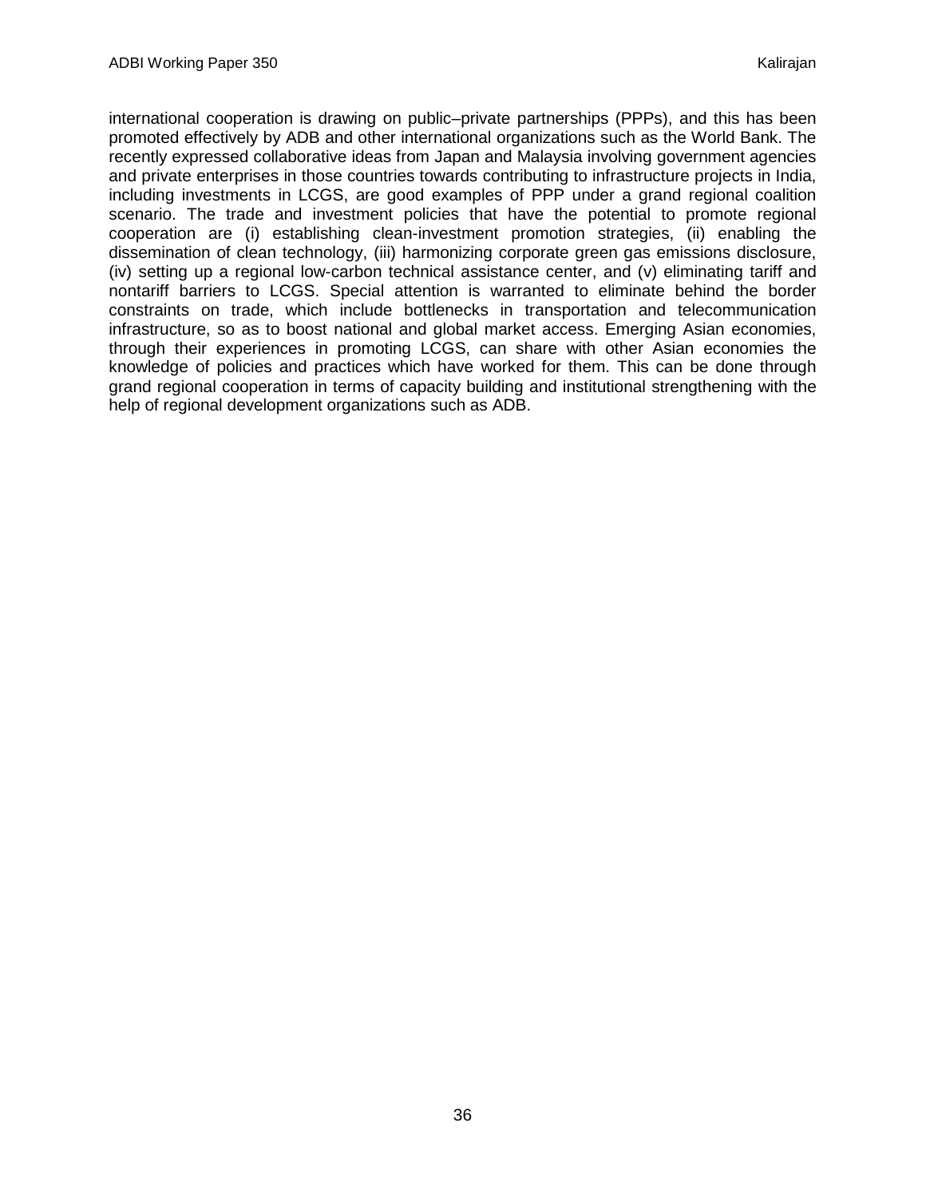international cooperation is drawing on public–private partnerships (PPPs), and this has been promoted effectively by ADB and other international organizations such as the World Bank. The recently expressed collaborative ideas from Japan and Malaysia involving government agencies and private enterprises in those countries towards contributing to infrastructure projects in India, including investments in LCGS, are good examples of PPP under a grand regional coalition scenario. The trade and investment policies that have the potential to promote regional cooperation are (i) establishing clean-investment promotion strategies, (ii) enabling the dissemination of clean technology, (iii) harmonizing corporate green gas emissions disclosure, (iv) setting up a regional low-carbon technical assistance center, and (v) eliminating tariff and nontariff barriers to LCGS. Special attention is warranted to eliminate behind the border constraints on trade, which include bottlenecks in transportation and telecommunication infrastructure, so as to boost national and global market access. Emerging Asian economies, through their experiences in promoting LCGS, can share with other Asian economies the knowledge of policies and practices which have worked for them. This can be done through grand regional cooperation in terms of capacity building and institutional strengthening with the help of regional development organizations such as ADB.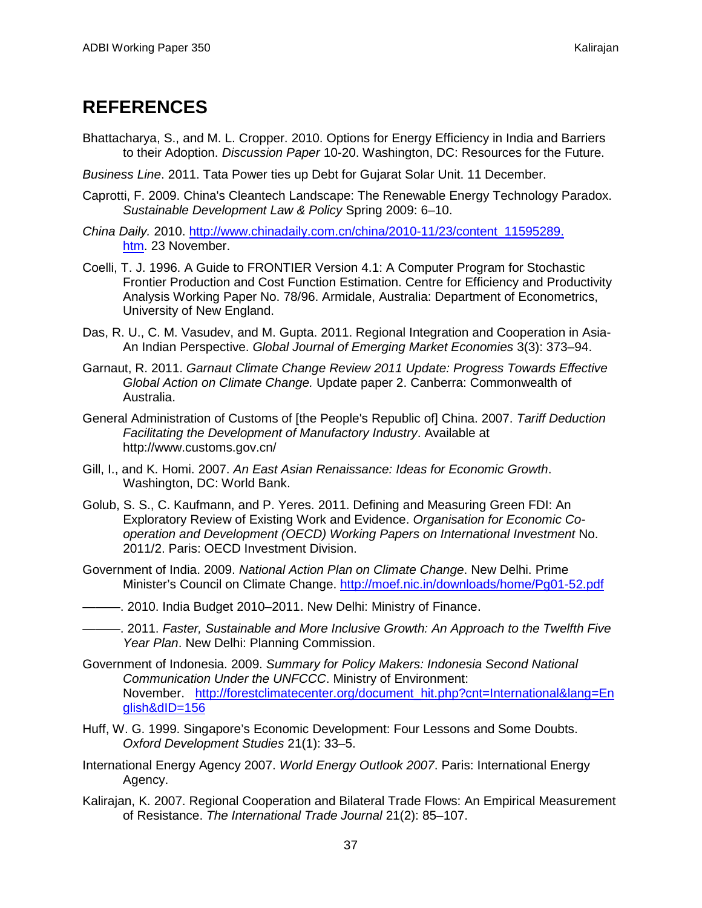# REFERENCES

Bhattacharya, S., and M. L. Cropper. 2010. Options for Energy Efficiency in India and Barriers to their Adoption. *Discussion Paper* 10-20. Washington, DC: Resources for the Future.

*Business Line*. 2011. Tata Power ties up Debt for Gujarat Solar Unit. 11 December.

Caprotti, F. 2009. China's Cleantech Landscape: The Renewable Energy Technology Paradox. *Sustainable Development Law & Policy* Spring 2009: 6–10.

*China Daily.* 2010. http://www.chinadaily.com.cn/china/2010-11/23/content_11595289.htm. 23 November.

Coelli, T. J. 1996. A Guide to FRONTIER Version 4.1: A Computer Program for Stochastic Frontier Production and Cost Function Estimation. Centre for Efficiency and Productivity Analysis Working Paper No. 78/96. Armidale, Australia: Department of Econometrics, University of New England.

Das, R. U., C. M. Vasudev, and M. Gupta. 2011. Regional Integration and Cooperation in Asia-An Indian Perspective. *Global Journal of Emerging Market Economies* 3(3): 373–94.

Garnaut, R. 2011. *Garnaut Climate Change Review 2011 Update: Progress Towards Effective Global Action on Climate Change.* Update paper 2. Canberra: Commonwealth of Australia.

General Administration of Customs of [the People's Republic of] China. 2007. *Tariff Deduction Facilitating the Development of Manufactory Industry*. Available at http://www.customs.gov.cn/

Gill, I., and K. Homi. 2007. *An East Asian Renaissance: Ideas for Economic Growth*. Washington, DC: World Bank.

Golub, S. S., C. Kaufmann, and P. Yeres. 2011. Defining and Measuring Green FDI: An Exploratory Review of Existing Work and Evidence. *Organisation for Economic Co-operation and Development (OECD) Working Papers on International Investment* No. 2011/2. Paris: OECD Investment Division.

Government of India. 2009. *National Action Plan on Climate Change*. New Delhi. Prime Minister's Council on Climate Change. http://moef.nic.in/downloads/home/Pg01-52.pdf

———. 2010. India Budget 2010–2011. New Delhi: Ministry of Finance.

———. 2011. *Faster, Sustainable and More Inclusive Growth: An Approach to the Twelfth Five Year Plan*. New Delhi: Planning Commission.

Government of Indonesia. 2009. *Summary for Policy Makers: Indonesia Second National Communication Under the UNFCCC*. Ministry of Environment: November. http://forestclimatecenter.org/document_hit.php?cnt=International&lang=English&dID=156

Huff, W. G. 1999. Singapore's Economic Development: Four Lessons and Some Doubts. *Oxford Development Studies* 21(1): 33–5.

International Energy Agency 2007. *World Energy Outlook 2007*. Paris: International Energy Agency.

Kalirajan, K. 2007. Regional Cooperation and Bilateral Trade Flows: An Empirical Measurement of Resistance. *The International Trade Journal* 21(2): 85–107.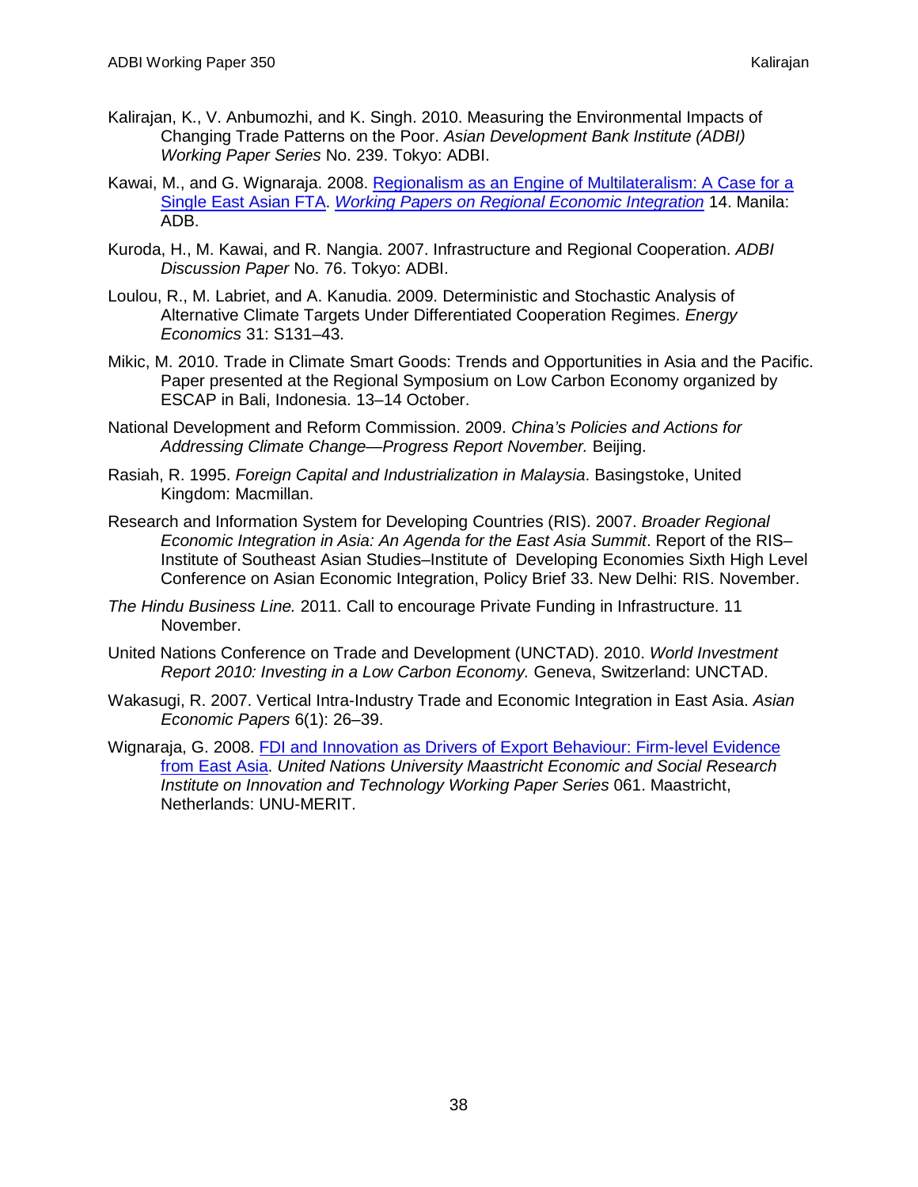Kalirajan, K., V. Anbumozhi, and K. Singh. 2010. Measuring the Environmental Impacts of Changing Trade Patterns on the Poor. *Asian Development Bank Institute (ADBI) Working Paper Series* No. 239. Tokyo: ADBI.

Kawai, M., and G. Wignaraja. 2008. Regionalism as an Engine of Multilateralism: A Case for a Single East Asian FTA. *Working Papers on Regional Economic Integration* 14. Manila: ADB.

Kuroda, H., M. Kawai, and R. Nangia. 2007. Infrastructure and Regional Cooperation. *ADBI Discussion Paper* No. 76. Tokyo: ADBI.

Loulou, R., M. Labriet, and A. Kanudia. 2009. Deterministic and Stochastic Analysis of Alternative Climate Targets Under Differentiated Cooperation Regimes. *Energy Economics* 31: S131–43.

Mikic, M. 2010. Trade in Climate Smart Goods: Trends and Opportunities in Asia and the Pacific. Paper presented at the Regional Symposium on Low Carbon Economy organized by ESCAP in Bali, Indonesia. 13–14 October.

National Development and Reform Commission. 2009. *China's Policies and Actions for Addressing Climate Change—Progress Report November.* Beijing.

Rasiah, R. 1995. *Foreign Capital and Industrialization in Malaysia*. Basingstoke, United Kingdom: Macmillan.

Research and Information System for Developing Countries (RIS). 2007. *Broader Regional Economic Integration in Asia: An Agenda for the East Asia Summit*. Report of the RIS–Institute of Southeast Asian Studies–Institute of Developing Economies Sixth High Level Conference on Asian Economic Integration, Policy Brief 33. New Delhi: RIS. November.

*The Hindu Business Line.* 2011. Call to encourage Private Funding in Infrastructure. 11 November.

United Nations Conference on Trade and Development (UNCTAD). 2010. *World Investment Report 2010: Investing in a Low Carbon Economy.* Geneva, Switzerland: UNCTAD.

Wakasugi, R. 2007. Vertical Intra-Industry Trade and Economic Integration in East Asia. *Asian Economic Papers* 6(1): 26–39.

Wignaraja, G. 2008. FDI and Innovation as Drivers of Export Behaviour: Firm-level Evidence from East Asia. *United Nations University Maastricht Economic and Social Research Institute on Innovation and Technology Working Paper Series* 061. Maastricht, Netherlands: UNU-MERIT.